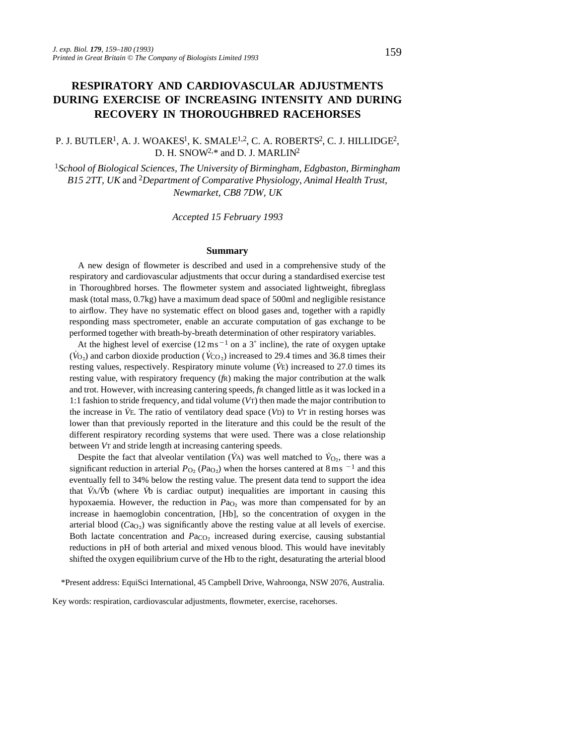# RESPIRATORY AND CARDIOVASCULAR ADJUSTMENTS DURING EXERCISE OF INCREASING INTENSITY AND DURING RECOVERY IN THOROUGHBRED RACEHORSES

P. J. BUTLER[1], A. J. WOAKES[1], K. SMALE[1,2], C. A. ROBERTS[2], C. J. HILLIDGE[2], D. H. SNOW[2,*] and D. J. MARLIN[2]

[1]*School of Biological Sciences, The University of Birmingham, Edgbaston, Birmingham B15 2TT, UK* and [2]*Department of Comparative Physiology, Animal Health Trust, Newmarket, CB8 7DW, UK*

*Accepted 15 February 1993*

## Summary

A new design of flowmeter is described and used in a comprehensive study of the respiratory and cardiovascular adjustments that occur during a standardised exercise test in Thoroughbred horses. The flowmeter system and associated lightweight, fibreglass mask (total mass, 0.7kg) have a maximum dead space of 500ml and negligible resistance to airflow. They have no systematic effect on blood gases and, together with a rapidly responding mass spectrometer, enable an accurate computation of gas exchange to be performed together with breath-by-breath determination of other respiratory variables.

At the highest level of exercise (12 $m\,s^{-1}$ on a 3° incline), the rate of oxygen uptake ($\dot{V}_{O_2}$) and carbon dioxide production ($\dot{V}_{CO_2}$) increased to 29.4 times and 36.8 times their resting values, respectively. Respiratory minute volume ($\dot{V}_E$) increased to 27.0 times its resting value, with respiratory frequency ($f_R$) making the major contribution at the walk and trot. However, with increasing cantering speeds, $f_R$ changed little as it was locked in a 1:1 fashion to stride frequency, and tidal volume ($V_T$) then made the major contribution to the increase in $\dot{V}_E$. The ratio of ventilatory dead space ($V_D$) to $V_T$ in resting horses was lower than that previously reported in the literature and this could be the result of the different respiratory recording systems that were used. There was a close relationship between $V_T$ and stride length at increasing cantering speeds.

Despite the fact that alveolar ventilation ($\dot{V}_A$) was well matched to $\dot{V}_{O_2}$, there was a significant reduction in arterial $P_{O_2}$ ($Pa_{O_2}$) when the horses cantered at 8 $m\,s^{-1}$ and this eventually fell to 34% below the resting value. The present data tend to support the idea that $\dot{V}_A/\dot{V}_b$ (where $\dot{V}_b$ is cardiac output) inequalities are important in causing this hypoxaemia. However, the reduction in $Pa_{O_2}$ was more than compensated for by an increase in haemoglobin concentration, [Hb], so the concentration of oxygen in the arterial blood ($Ca_{O_2}$) was significantly above the resting value at all levels of exercise. Both lactate concentration and $Pa_{CO_2}$ increased during exercise, causing substantial reductions in pH of both arterial and mixed venous blood. This would have inevitably shifted the oxygen equilibrium curve of the Hb to the right, desaturating the arterial blood

*Present address: EquiSci International, 45 Campbell Drive, Wahroonga, NSW 2076, Australia.

Key words: respiration, cardiovascular adjustments, flowmeter, exercise, racehorses.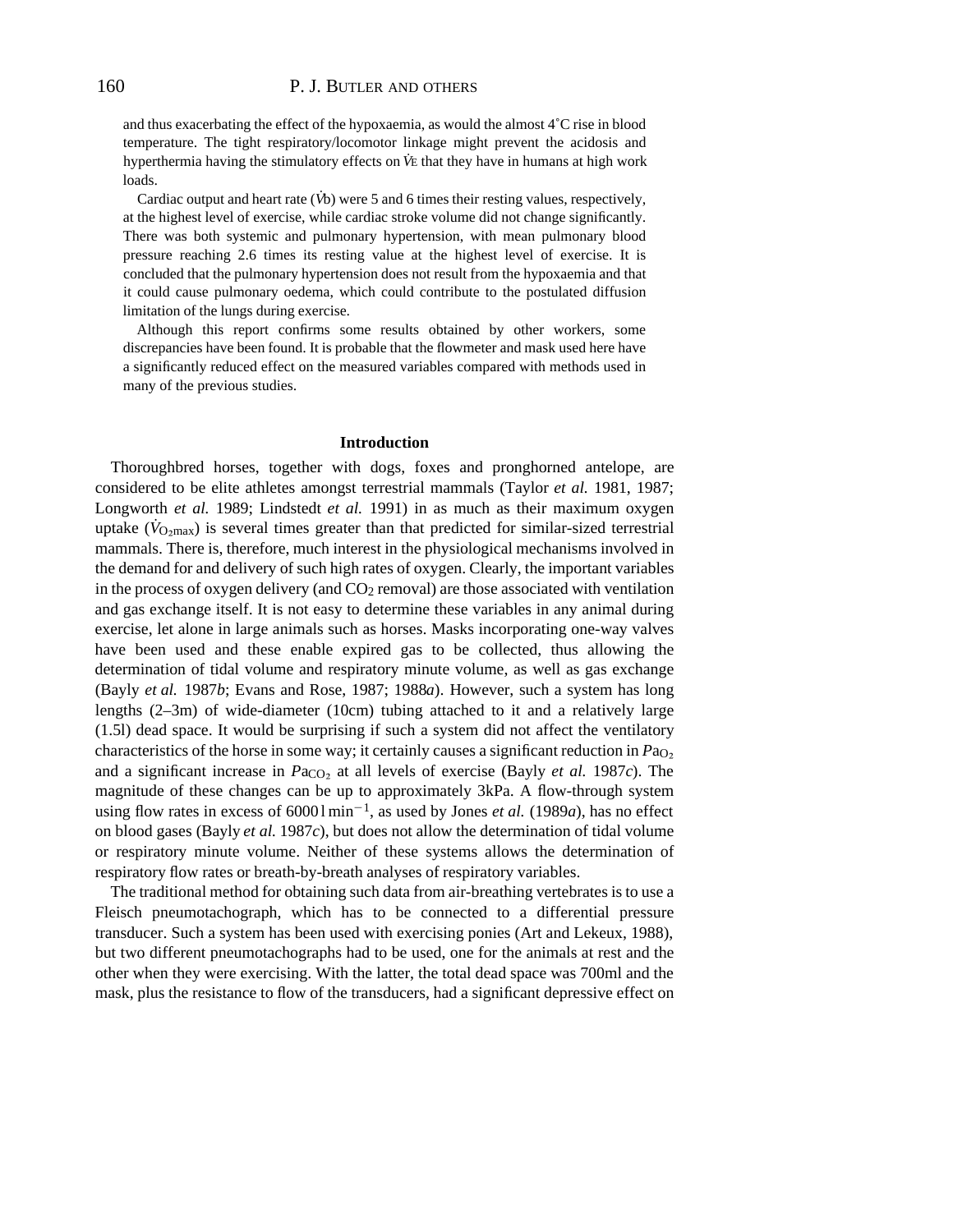and thus exacerbating the effect of the hypoxaemia, as would the almost 4˚C rise in blood temperature. The tight respiratory/locomotor linkage might prevent the acidosis and hyperthermia having the stimulatory effects on $\dot{V}_E$ that they have in humans at high work loads.

Cardiac output and heart rate ($\dot{V}_b$) were 5 and 6 times their resting values, respectively, at the highest level of exercise, while cardiac stroke volume did not change significantly. There was both systemic and pulmonary hypertension, with mean pulmonary blood pressure reaching 2.6 times its resting value at the highest level of exercise. It is concluded that the pulmonary hypertension does not result from the hypoxaemia and that it could cause pulmonary oedema, which could contribute to the postulated diffusion limitation of the lungs during exercise.

Although this report confirms some results obtained by other workers, some discrepancies have been found. It is probable that the flowmeter and mask used here have a significantly reduced effect on the measured variables compared with methods used in many of the previous studies.

## Introduction

Thoroughbred horses, together with dogs, foxes and pronghorned antelope, are considered to be elite athletes amongst terrestrial mammals (Taylor *et al.* 1981, 1987; Longworth *et al.* 1989; Lindstedt *et al.* 1991) in as much as their maximum oxygen uptake ($\dot{V}_{O_2max}$) is several times greater than that predicted for similar-sized terrestrial mammals. There is, therefore, much interest in the physiological mechanisms involved in the demand for and delivery of such high rates of oxygen. Clearly, the important variables in the process of oxygen delivery (and $CO_2$ removal) are those associated with ventilation and gas exchange itself. It is not easy to determine these variables in any animal during exercise, let alone in large animals such as horses. Masks incorporating one-way valves have been used and these enable expired gas to be collected, thus allowing the determination of tidal volume and respiratory minute volume, as well as gas exchange (Bayly *et al.* 1987*b*; Evans and Rose, 1987; 1988*a*). However, such a system has long lengths (2–3m) of wide-diameter (10cm) tubing attached to it and a relatively large (1.5l) dead space. It would be surprising if such a system did not affect the ventilatory characteristics of the horse in some way; it certainly causes a significant reduction in $Pa_{O_2}$ and a significant increase in $Pa_{CO_2}$ at all levels of exercise (Bayly *et al.* 1987*c*). The magnitude of these changes can be up to approximately 3kPa. A flow-through system using flow rates in excess of 6000 l min$^{-1}$, as used by Jones *et al.* (1989*a*), has no effect on blood gases (Bayly *et al.* 1987*c*), but does not allow the determination of tidal volume or respiratory minute volume. Neither of these systems allows the determination of respiratory flow rates or breath-by-breath analyses of respiratory variables.

The traditional method for obtaining such data from air-breathing vertebrates is to use a Fleisch pneumotachograph, which has to be connected to a differential pressure transducer. Such a system has been used with exercising ponies (Art and Lekeux, 1988), but two different pneumotachographs had to be used, one for the animals at rest and the other when they were exercising. With the latter, the total dead space was 700ml and the mask, plus the resistance to flow of the transducers, had a significant depressive effect on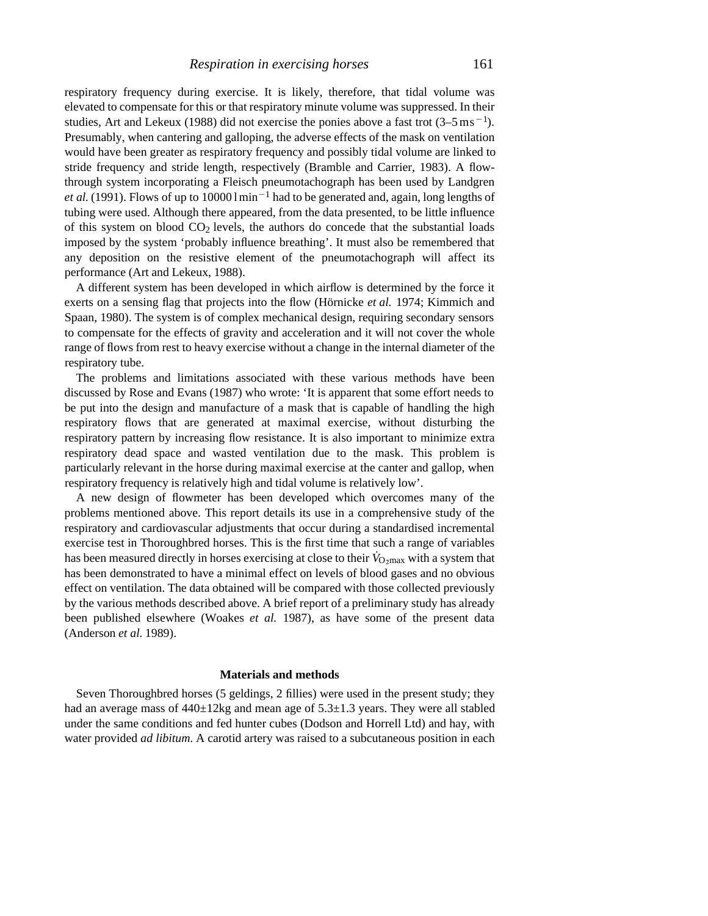respiratory frequency during exercise. It is likely, therefore, that tidal volume was elevated to compensate for this or that respiratory minute volume was suppressed. In their studies, Art and Lekeux (1988) did not exercise the ponies above a fast trot (3–5 $m\,s^{-1}$). Presumably, when cantering and galloping, the adverse effects of the mask on ventilation would have been greater as respiratory frequency and possibly tidal volume are linked to stride frequency and stride length, respectively (Bramble and Carrier, 1983). A flow-through system incorporating a Fleisch pneumotachograph has been used by Landgren *et al.* (1991). Flows of up to 10000 $l\,min^{-1}$ had to be generated and, again, long lengths of tubing were used. Although there appeared, from the data presented, to be little influence of this system on blood $CO_2$ levels, the authors do concede that the substantial loads imposed by the system 'probably influence breathing'. It must also be remembered that any deposition on the resistive element of the pneumotachograph will affect its performance (Art and Lekeux, 1988).

A different system has been developed in which airflow is determined by the force it exerts on a sensing flag that projects into the flow (Hörnicke *et al.* 1974; Kimmich and Spaan, 1980). The system is of complex mechanical design, requiring secondary sensors to compensate for the effects of gravity and acceleration and it will not cover the whole range of flows from rest to heavy exercise without a change in the internal diameter of the respiratory tube.

The problems and limitations associated with these various methods have been discussed by Rose and Evans (1987) who wrote: 'It is apparent that some effort needs to be put into the design and manufacture of a mask that is capable of handling the high respiratory flows that are generated at maximal exercise, without disturbing the respiratory pattern by increasing flow resistance. It is also important to minimize extra respiratory dead space and wasted ventilation due to the mask. This problem is particularly relevant in the horse during maximal exercise at the canter and gallop, when respiratory frequency is relatively high and tidal volume is relatively low'.

A new design of flowmeter has been developed which overcomes many of the problems mentioned above. This report details its use in a comprehensive study of the respiratory and cardiovascular adjustments that occur during a standardised incremental exercise test in Thoroughbred horses. This is the first time that such a range of variables has been measured directly in horses exercising at close to their $\dot{V}_{O_2max}$ with a system that has been demonstrated to have a minimal effect on levels of blood gases and no obvious effect on ventilation. The data obtained will be compared with those collected previously by the various methods described above. A brief report of a preliminary study has already been published elsewhere (Woakes *et al.* 1987), as have some of the present data (Anderson *et al.* 1989).

## Materials and methods

Seven Thoroughbred horses (5 geldings, 2 fillies) were used in the present study; they had an average mass of 440±12kg and mean age of 5.3±1.3 years. They were all stabled under the same conditions and fed hunter cubes (Dodson and Horrell Ltd) and hay, with water provided *ad libitum.* A carotid artery was raised to a subcutaneous position in each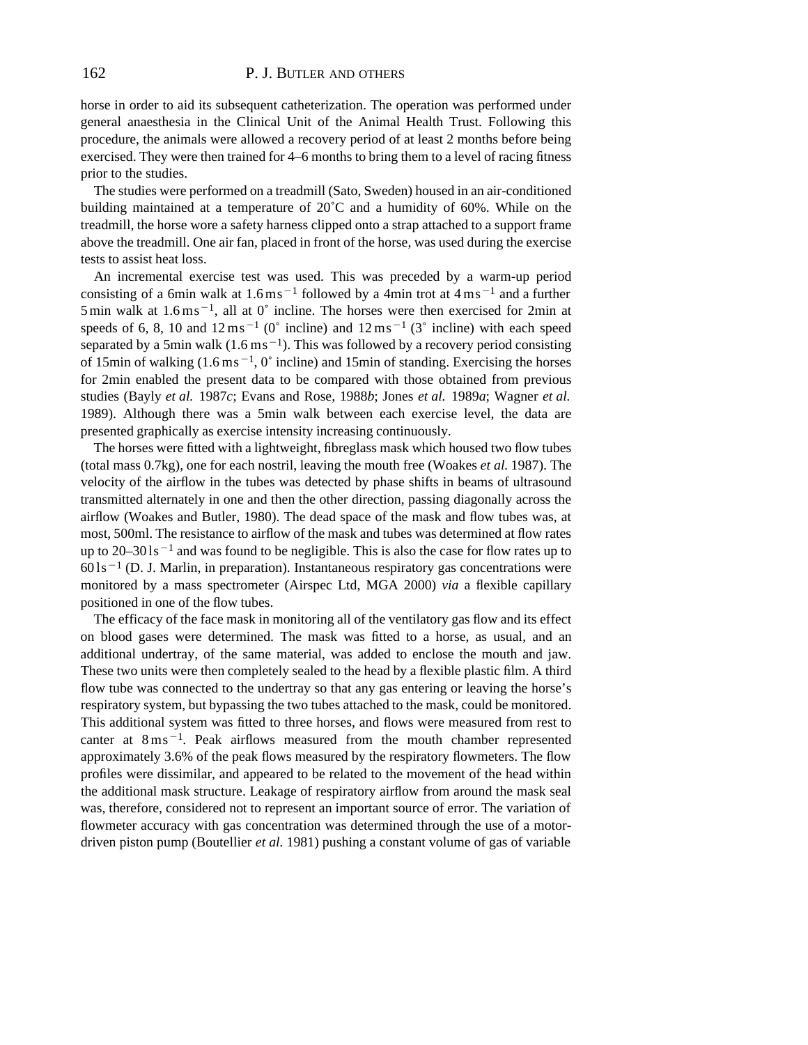horse in order to aid its subsequent catheterization. The operation was performed under general anaesthesia in the Clinical Unit of the Animal Health Trust. Following this procedure, the animals were allowed a recovery period of at least 2 months before being exercised. They were then trained for 4–6 months to bring them to a level of racing fitness prior to the studies.

The studies were performed on a treadmill (Sato, Sweden) housed in an air-conditioned building maintained at a temperature of 20˚C and a humidity of 60%. While on the treadmill, the horse wore a safety harness clipped onto a strap attached to a support frame above the treadmill. One air fan, placed in front of the horse, was used during the exercise tests to assist heat loss.

An incremental exercise test was used. This was preceded by a warm-up period consisting of a 6min walk at $1.6\,\mathrm{m\,s^{-1}}$ followed by a 4min trot at $4\,\mathrm{m\,s^{-1}}$ and a further 5 min walk at $1.6\,\mathrm{m\,s^{-1}}$, all at 0˚ incline. The horses were then exercised for 2min at speeds of 6, 8, 10 and $12\,\mathrm{m\,s^{-1}}$ (0˚ incline) and $12\,\mathrm{m\,s^{-1}}$ (3˚ incline) with each speed separated by a 5min walk ($1.6\,\mathrm{m\,s^{-1}}$). This was followed by a recovery period consisting of 15min of walking ($1.6\,\mathrm{m\,s^{-1}}$, 0˚ incline) and 15min of standing. Exercising the horses for 2min enabled the present data to be compared with those obtained from previous studies (Bayly *et al.* 1987*c*; Evans and Rose, 1988*b*; Jones *et al.* 1989*a*; Wagner *et al.* 1989). Although there was a 5min walk between each exercise level, the data are presented graphically as exercise intensity increasing continuously.

The horses were fitted with a lightweight, fibreglass mask which housed two flow tubes (total mass 0.7kg), one for each nostril, leaving the mouth free (Woakes *et al.* 1987). The velocity of the airflow in the tubes was detected by phase shifts in beams of ultrasound transmitted alternately in one and then the other direction, passing diagonally across the airflow (Woakes and Butler, 1980). The dead space of the mask and flow tubes was, at most, 500ml. The resistance to airflow of the mask and tubes was determined at flow rates up to $20\text{–}30\,\mathrm{l\,s^{-1}}$ and was found to be negligible. This is also the case for flow rates up to $60\,\mathrm{l\,s^{-1}}$ (D. J. Marlin, in preparation). Instantaneous respiratory gas concentrations were monitored by a mass spectrometer (Airspec Ltd, MGA 2000) *via* a flexible capillary positioned in one of the flow tubes.

The efficacy of the face mask in monitoring all of the ventilatory gas flow and its effect on blood gases were determined. The mask was fitted to a horse, as usual, and an additional undertray, of the same material, was added to enclose the mouth and jaw. These two units were then completely sealed to the head by a flexible plastic film. A third flow tube was connected to the undertray so that any gas entering or leaving the horse's respiratory system, but bypassing the two tubes attached to the mask, could be monitored. This additional system was fitted to three horses, and flows were measured from rest to canter at $8\,\mathrm{m\,s^{-1}}$. Peak airflows measured from the mouth chamber represented approximately 3.6% of the peak flows measured by the respiratory flowmeters. The flow profiles were dissimilar, and appeared to be related to the movement of the head within the additional mask structure. Leakage of respiratory airflow from around the mask seal was, therefore, considered not to represent an important source of error. The variation of flowmeter accuracy with gas concentration was determined through the use of a motor-driven piston pump (Boutellier *et al.* 1981) pushing a constant volume of gas of variable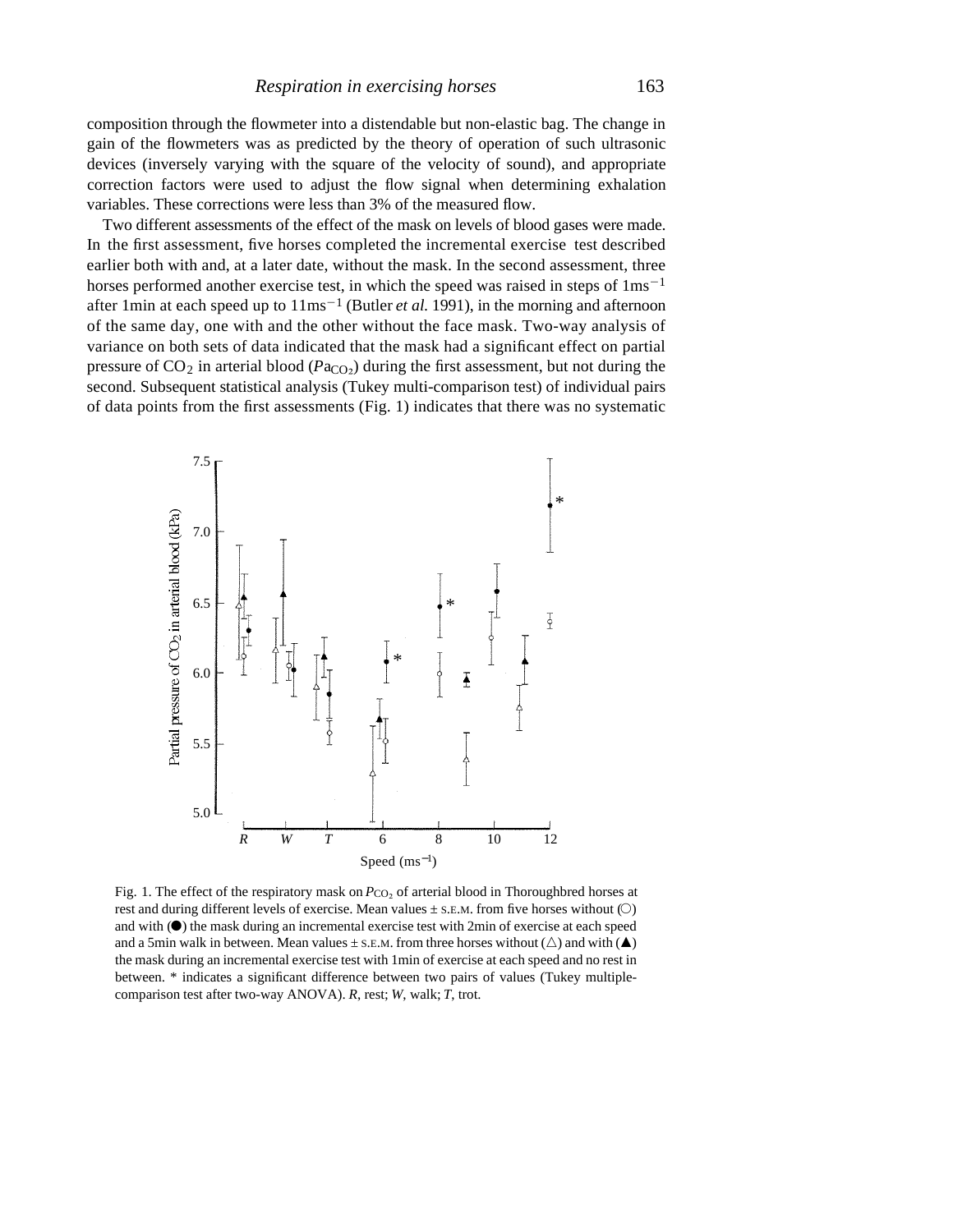composition through the flowmeter into a distendable but non-elastic bag. The change in gain of the flowmeters was as predicted by the theory of operation of such ultrasonic devices (inversely varying with the square of the velocity of sound), and appropriate correction factors were used to adjust the flow signal when determining exhalation variables. These corrections were less than 3% of the measured flow.

Two different assessments of the effect of the mask on levels of blood gases were made. In the first assessment, five horses completed the incremental exercise test described earlier both with and, at a later date, without the mask. In the second assessment, three horses performed another exercise test, in which the speed was raised in steps of $1\,\mathrm{m\,s^{-1}}$ after 1min at each speed up to $11\,\mathrm{m\,s^{-1}}$ (Butler *et al.* 1991), in the morning and afternoon of the same day, one with and the other without the face mask. Two-way analysis of variance on both sets of data indicated that the mask had a significant effect on partial pressure of $CO_2$ in arterial blood ($Pa_{CO_2}$) during the first assessment, but not during the second. Subsequent statistical analysis (Tukey multi-comparison test) of individual pairs of data points from the first assessments (Fig. 1) indicates that there was no systematic

Fig. 1. The effect of the respiratory mask on $P_{CO_2}$ of arterial blood in Thoroughbred horses at rest and during different levels of exercise. Mean values ± S.E.M. from five horses without (○) and with (●) the mask during an incremental exercise test with 2min of exercise at each speed and a 5min walk in between. Mean values ± S.E.M. from three horses without (△) and with (▲) the mask during an incremental exercise test with 1min of exercise at each speed and no rest in between. * indicates a significant difference between two pairs of values (Tukey multiple-comparison test after two-way ANOVA). *R*, rest; *W*, walk; *T*, trot.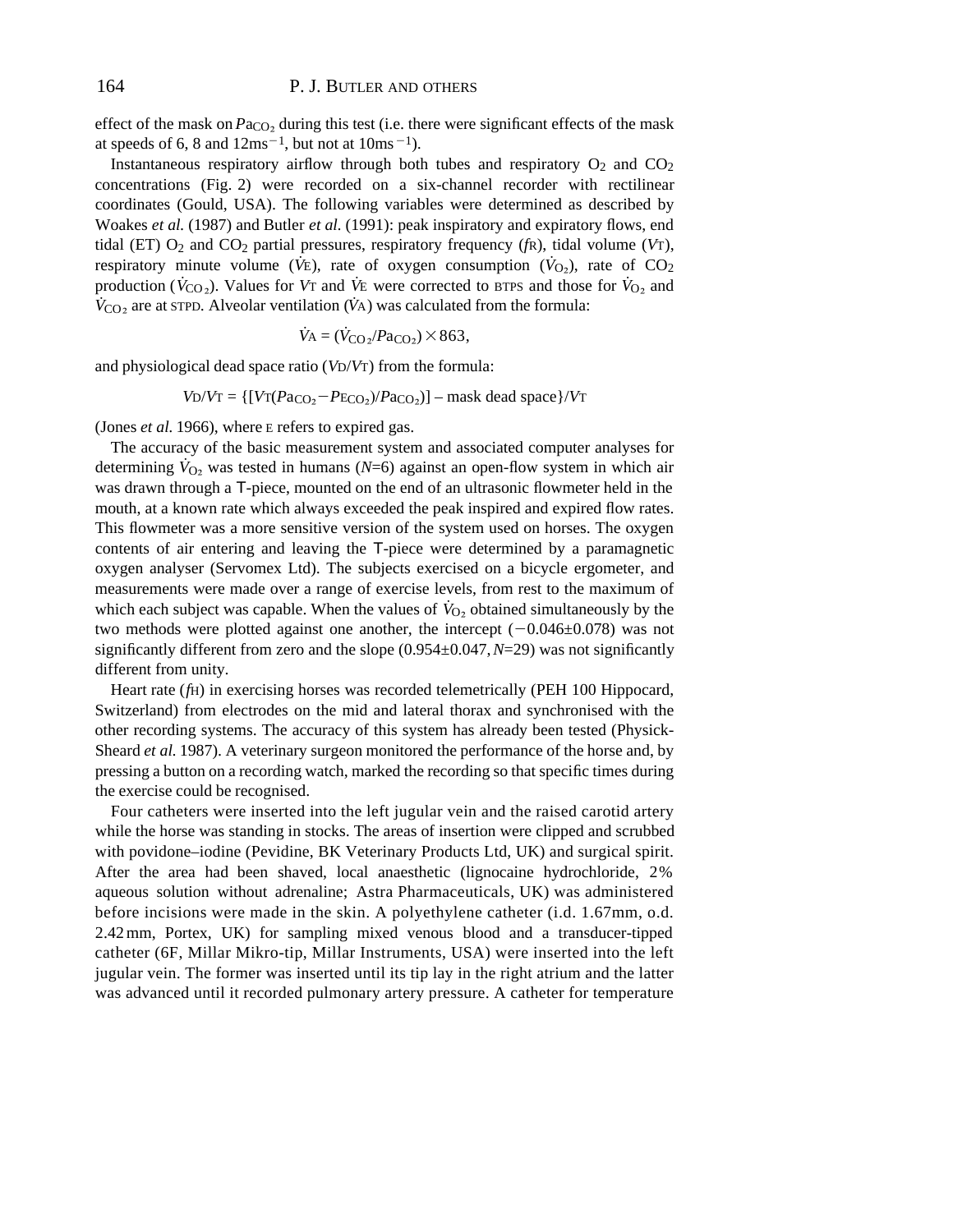effect of the mask on $Pa_{CO_2}$ during this test (i.e. there were significant effects of the mask at speeds of 6, 8 and $12\,m\,s^{-1}$, but not at $10\,m\,s^{-1}$).

Instantaneous respiratory airflow through both tubes and respiratory $O_2$ and $CO_2$ concentrations (Fig. 2) were recorded on a six-channel recorder with rectilinear coordinates (Gould, USA). The following variables were determined as described by Woakes *et al.* (1987) and Butler *et al.* (1991): peak inspiratory and expiratory flows, end tidal (ET) $O_2$ and $CO_2$ partial pressures, respiratory frequency ($f_R$), tidal volume ($V_T$), respiratory minute volume ($\dot{V}_E$), rate of oxygen consumption ($\dot{V}_{O_2}$), rate of $CO_2$ production ($\dot{V}_{CO_2}$). Values for $V_T$ and $\dot{V}_E$ were corrected to BTPS and those for $\dot{V}_{O_2}$ and $\dot{V}_{CO_2}$ are at STPD. Alveolar ventilation ($\dot{V}_A$) was calculated from the formula:

$$\dot{V}_A = (\dot{V}_{CO_2}/Pa_{CO_2}) \times 863,$$

and physiological dead space ratio ($V_D/V_T$) from the formula:

$$V_D/V_T = \{[V_T(Pa_{CO_2} - P_{E_{CO_2}})/Pa_{CO_2})] - \text{mask dead space}\}/V_T$$

(Jones *et al.* 1966), where E refers to expired gas.

The accuracy of the basic measurement system and associated computer analyses for determining $\dot{V}_{O_2}$ was tested in humans ($N$=6) against an open-flow system in which air was drawn through a T-piece, mounted on the end of an ultrasonic flowmeter held in the mouth, at a known rate which always exceeded the peak inspired and expired flow rates. This flowmeter was a more sensitive version of the system used on horses. The oxygen contents of air entering and leaving the T-piece were determined by a paramagnetic oxygen analyser (Servomex Ltd). The subjects exercised on a bicycle ergometer, and measurements were made over a range of exercise levels, from rest to the maximum of which each subject was capable. When the values of $\dot{V}_{O_2}$ obtained simultaneously by the two methods were plotted against one another, the intercept ($-0.046 \pm 0.078$) was not significantly different from zero and the slope ($0.954 \pm 0.047$, $N$=29) was not significantly different from unity.

Heart rate ($f_H$) in exercising horses was recorded telemetrically (PEH 100 Hippocard, Switzerland) from electrodes on the mid and lateral thorax and synchronised with the other recording systems. The accuracy of this system has already been tested (Physick-Sheard *et al.* 1987). A veterinary surgeon monitored the performance of the horse and, by pressing a button on a recording watch, marked the recording so that specific times during the exercise could be recognised.

Four catheters were inserted into the left jugular vein and the raised carotid artery while the horse was standing in stocks. The areas of insertion were clipped and scrubbed with povidone–iodine (Pevidine, BK Veterinary Products Ltd, UK) and surgical spirit. After the area had been shaved, local anaesthetic (lignocaine hydrochloride, 2% aqueous solution without adrenaline; Astra Pharmaceuticals, UK) was administered before incisions were made in the skin. A polyethylene catheter (i.d. 1.67mm, o.d. 2.42 mm, Portex, UK) for sampling mixed venous blood and a transducer-tipped catheter (6F, Millar Mikro-tip, Millar Instruments, USA) were inserted into the left jugular vein. The former was inserted until its tip lay in the right atrium and the latter was advanced until it recorded pulmonary artery pressure. A catheter for temperature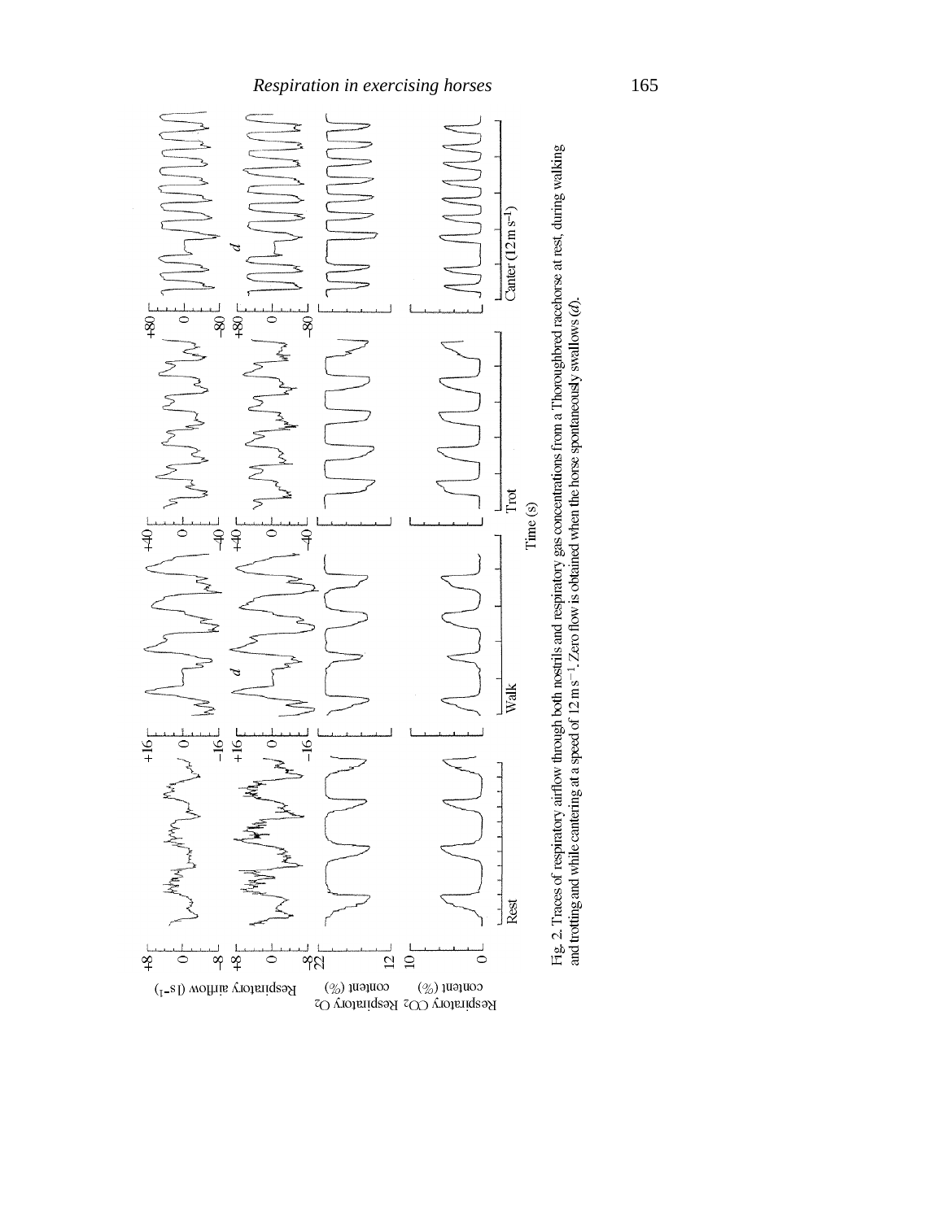Fig. 2. Traces of respiratory airflow through both nostrils and respiratory gas concentrations from a Thoroughbred racehorse at rest, during walking and trotting and while cantering at a speed of 12 m s$^{-1}$. Zero flow is obtained when the horse spontaneously swallows (*d*).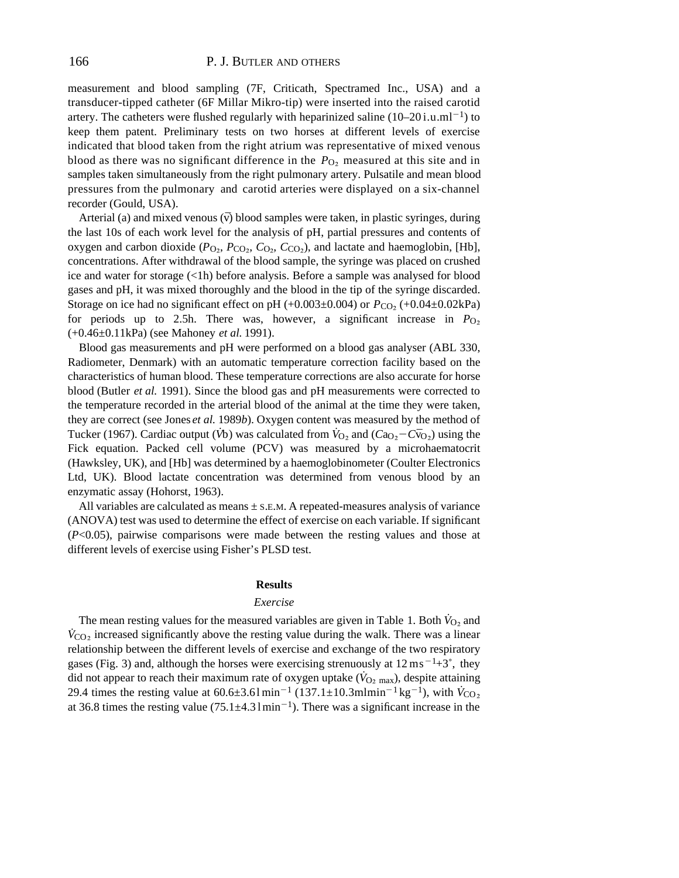measurement and blood sampling (7F, Criticath, Spectramed Inc., USA) and a transducer-tipped catheter (6F Millar Mikro-tip) were inserted into the raised carotid artery. The catheters were flushed regularly with heparinized saline (10–20 i.u.ml$^{-1}$) to keep them patent. Preliminary tests on two horses at different levels of exercise indicated that blood taken from the right atrium was representative of mixed venous blood as there was no significant difference in the $P_{O_2}$ measured at this site and in samples taken simultaneously from the right pulmonary artery. Pulsatile and mean blood pressures from the pulmonary and carotid arteries were displayed on a six-channel recorder (Gould, USA).

Arterial (a) and mixed venous ($\bar{v}$) blood samples were taken, in plastic syringes, during the last 10s of each work level for the analysis of pH, partial pressures and contents of oxygen and carbon dioxide ($P_{O_2}$, $P_{CO_2}$, $C_{O_2}$, $C_{CO_2}$), and lactate and haemoglobin, [Hb], concentrations. After withdrawal of the blood sample, the syringe was placed on crushed ice and water for storage (<1h) before analysis. Before a sample was analysed for blood gases and pH, it was mixed thoroughly and the blood in the tip of the syringe discarded. Storage on ice had no significant effect on pH (+0.003±0.004) or $P_{CO_2}$ (+0.04±0.02kPa) for periods up to 2.5h. There was, however, a significant increase in $P_{O_2}$ (+0.46±0.11kPa) (see Mahoney *et al.* 1991).

Blood gas measurements and pH were performed on a blood gas analyser (ABL 330, Radiometer, Denmark) with an automatic temperature correction facility based on the characteristics of human blood. These temperature corrections are also accurate for horse blood (Butler *et al.* 1991). Since the blood gas and pH measurements were corrected to the temperature recorded in the arterial blood of the animal at the time they were taken, they are correct (see Jones *et al.* 1989*b*). Oxygen content was measured by the method of Tucker (1967). Cardiac output ($\dot{V}$b) was calculated from $\dot{V}_{O_2}$ and ($Ca_{O_2}-C\bar{v}_{O_2}$) using the Fick equation. Packed cell volume (PCV) was measured by a microhaematocrit (Hawksley, UK), and [Hb] was determined by a haemoglobinometer (Coulter Electronics Ltd, UK). Blood lactate concentration was determined from venous blood by an enzymatic assay (Hohorst, 1963).

All variables are calculated as means ± S.E.M. A repeated-measures analysis of variance (ANOVA) test was used to determine the effect of exercise on each variable. If significant ($P$<0.05), pairwise comparisons were made between the resting values and those at different levels of exercise using Fisher's PLSD test.

## Results

### *Exercise*

The mean resting values for the measured variables are given in Table 1. Both $\dot{V}_{O_2}$ and $\dot{V}_{CO_2}$ increased significantly above the resting value during the walk. There was a linear relationship between the different levels of exercise and exchange of the two respiratory gases (Fig. 3) and, although the horses were exercising strenuously at 12 m s$^{-1}$+3˚, they did not appear to reach their maximum rate of oxygen uptake ($\dot{V}_{O_2\,max}$), despite attaining 29.4 times the resting value at 60.6±3.6 l min$^{-1}$ (137.1±10.3 ml min$^{-1}$ kg$^{-1}$), with $\dot{V}_{CO_2}$ at 36.8 times the resting value (75.1±4.3 l min$^{-1}$). There was a significant increase in the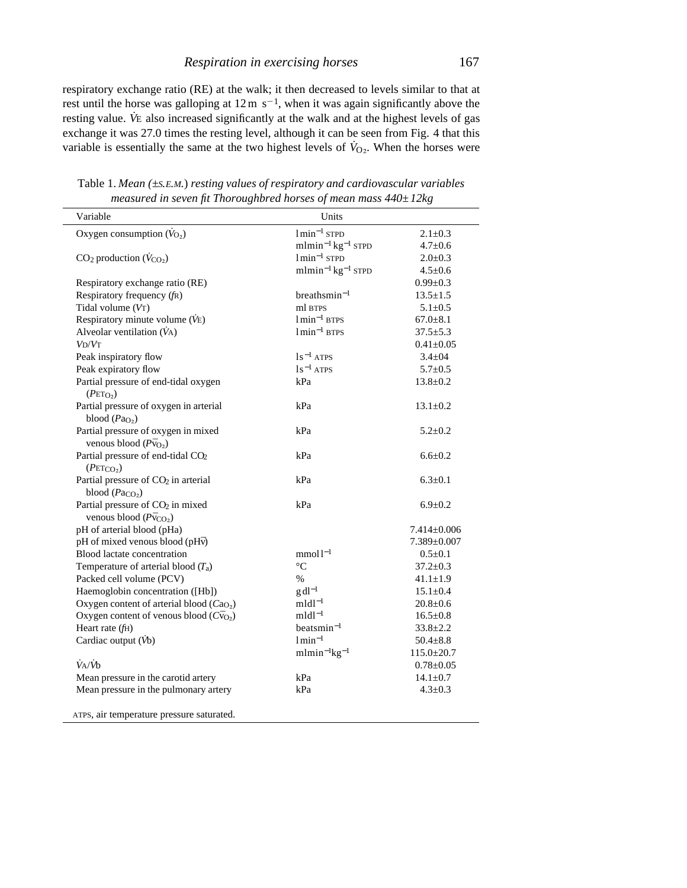respiratory exchange ratio (RE) at the walk; it then decreased to levels similar to that at rest until the horse was galloping at $12\,\mathrm{m\ s^{-1}}$, when it was again significantly above the resting value. $\dot{V}_E$ also increased significantly at the walk and at the highest levels of gas exchange it was 27.0 times the resting level, although it can be seen from Fig. 4 that this variable is essentially the same at the two highest levels of $\dot{V}_{O_2}$. When the horses were

Table 1. *Mean (±S.E.M.) resting values of respiratory and cardiovascular variables measured in seven fit Thoroughbred horses of mean mass 440±12kg*

| Variable | Units | |
|---|---|---|
| Oxygen consumption ($\dot{V}_{O_2}$) | $\mathrm{l\,min^{-1}}$ STPD | 2.1±0.3 |
| | $\mathrm{ml\,min^{-1}\,kg^{-1}}$ STPD | 4.7±0.6 |
| $CO_2$ production ($\dot{V}_{CO_2}$) | $\mathrm{l\,min^{-1}}$ STPD | 2.0±0.3 |
| | $\mathrm{ml\,min^{-1}\,kg^{-1}}$ STPD | 4.5±0.6 |
| Respiratory exchange ratio (RE) | | 0.99±0.3 |
| Respiratory frequency ($f_R$) | $\mathrm{breaths\,min^{-1}}$ | 13.5±1.5 |
| Tidal volume ($V_T$) | ml BTPS | 5.1±0.5 |
| Respiratory minute volume ($\dot{V}_E$) | $\mathrm{l\,min^{-1}}$ BTPS | 67.0±8.1 |
| Alveolar ventilation ($\dot{V}_A$) | $\mathrm{l\,min^{-1}}$ BTPS | 37.5±5.3 |
| $V_D/V_T$ | | 0.41±0.05 |
| Peak inspiratory flow | $\mathrm{l\,s^{-1}}$ ATPS | 3.4±04 |
| Peak expiratory flow | $\mathrm{l\,s^{-1}}$ ATPS | 5.7±0.5 |
| Partial pressure of end-tidal oxygen ($P_{ET_{O_2}}$) | kPa | 13.8±0.2 |
| Partial pressure of oxygen in arterial blood ($Pa_{O_2}$) | kPa | 13.1±0.2 |
| Partial pressure of oxygen in mixed venous blood ($P\bar{v}_{O_2}$) | kPa | 5.2±0.2 |
| Partial pressure of end-tidal $CO_2$ ($P_{ET_{CO_2}}$) | kPa | 6.6±0.2 |
| Partial pressure of $CO_2$ in arterial blood ($Pa_{CO_2}$) | kPa | 6.3±0.1 |
| Partial pressure of $CO_2$ in mixed venous blood ($P\bar{v}_{CO_2}$) | kPa | 6.9±0.2 |
| pH of arterial blood (pHa) | | 7.414±0.006 |
| pH of mixed venous blood (pH$\bar{v}$) | | 7.389±0.007 |
| Blood lactate concentration | $\mathrm{mmol\,l^{-1}}$ | 0.5±0.1 |
| Temperature of arterial blood ($T_a$) | °C | 37.2±0.3 |
| Packed cell volume (PCV) | % | 41.1±1.9 |
| Haemoglobin concentration ([Hb]) | $\mathrm{g\,dl^{-1}}$ | 15.1±0.4 |
| Oxygen content of arterial blood ($Ca_{O_2}$) | $\mathrm{ml\,dl^{-1}}$ | 20.8±0.6 |
| Oxygen content of venous blood ($C\bar{v}_{O_2}$) | $\mathrm{ml\,dl^{-1}}$ | 16.5±0.8 |
| Heart rate ($f_H$) | $\mathrm{beats\,min^{-1}}$ | 33.8±2.2 |
| Cardiac output ($\dot{V}b$) | $\mathrm{l\,min^{-1}}$ | 50.4±8.8 |
| | $\mathrm{ml\,min^{-1}\,kg^{-1}}$ | 115.0±20.7 |
| $\dot{V}_A/\dot{V}b$ | | 0.78±0.05 |
| Mean pressure in the carotid artery | kPa | 14.1±0.7 |
| Mean pressure in the pulmonary artery | kPa | 4.3±0.3 |

ATPS, air temperature pressure saturated.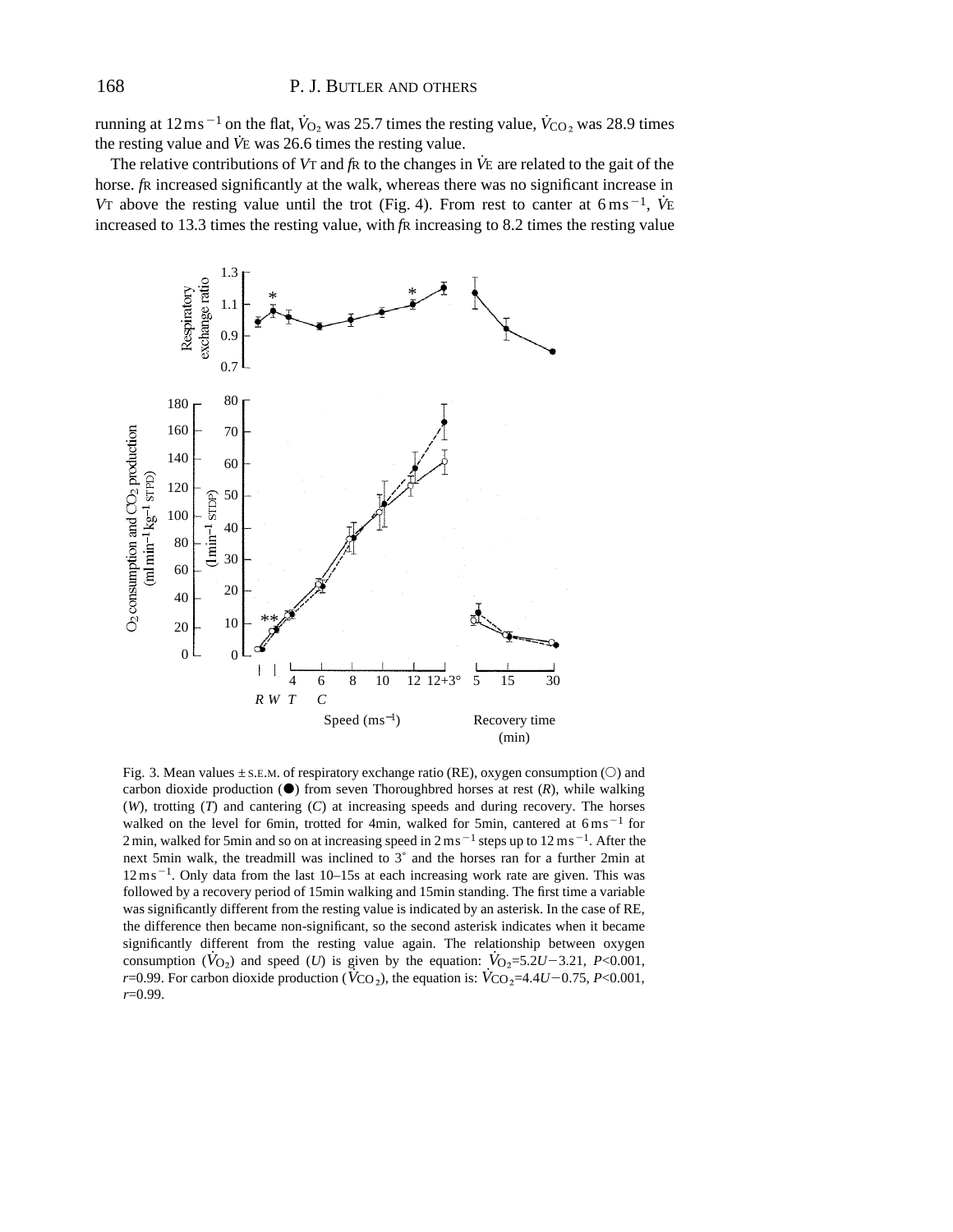running at 12 m s$^{-1}$ on the flat, $\dot{V}_{O_2}$ was 25.7 times the resting value, $\dot{V}_{CO_2}$ was 28.9 times the resting value and $\dot{V}_E$ was 26.6 times the resting value.

The relative contributions of $V_T$ and $f_R$ to the changes in $\dot{V}_E$ are related to the gait of the horse. $f_R$ increased significantly at the walk, whereas there was no significant increase in $V_T$ above the resting value until the trot (Fig. 4). From rest to canter at 6 m s$^{-1}$, $\dot{V}_E$ increased to 13.3 times the resting value, with $f_R$ increasing to 8.2 times the resting value

Fig. 3. Mean values ± S.E.M. of respiratory exchange ratio (RE), oxygen consumption (○) and carbon dioxide production (●) from seven Thoroughbred horses at rest (*R*), while walking (*W*), trotting (*T*) and cantering (*C*) at increasing speeds and during recovery. The horses walked on the level for 6 min, trotted for 4 min, walked for 5 min, cantered at 6 m s$^{-1}$ for 2 min, walked for 5 min and so on at increasing speed in 2 m s$^{-1}$ steps up to 12 m s$^{-1}$. After the next 5 min walk, the treadmill was inclined to 3° and the horses ran for a further 2 min at 12 m s$^{-1}$. Only data from the last 10–15 s at each increasing work rate are given. This was followed by a recovery period of 15 min walking and 15 min standing. The first time a variable was significantly different from the resting value is indicated by an asterisk. In the case of RE, the difference then became non-significant, so the second asterisk indicates when it became significantly different from the resting value again. The relationship between oxygen consumption ($\dot{V}_{O_2}$) and speed ($U$) is given by the equation: $\dot{V}_{O_2}=5.2U-3.21$, $P<0.001$, $r=0.99$. For carbon dioxide production ($\dot{V}_{CO_2}$), the equation is: $\dot{V}_{CO_2}=4.4U-0.75$, $P<0.001$, $r=0.99$.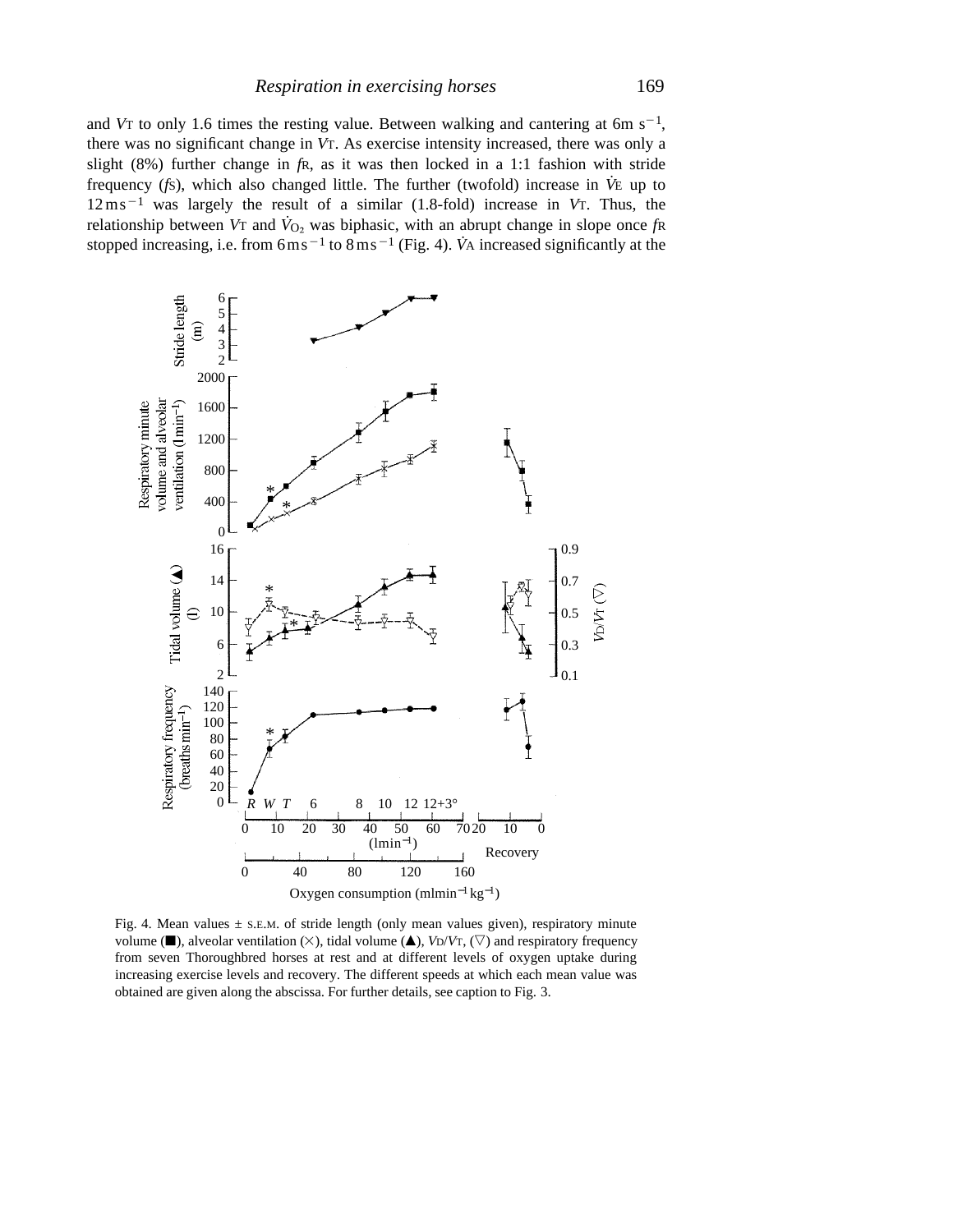and $V_T$ to only 1.6 times the resting value. Between walking and cantering at 6m $s^{-1}$, there was no significant change in $V_T$. As exercise intensity increased, there was only a slight (8%) further change in $f_R$, as it was then locked in a 1:1 fashion with stride frequency ($f_S$), which also changed little. The further (twofold) increase in $\dot{V}_E$ up to $12\,m\,s^{-1}$ was largely the result of a similar (1.8-fold) increase in $V_T$. Thus, the relationship between $V_T$ and $\dot{V}_{O_2}$ was biphasic, with an abrupt change in slope once $f_R$ stopped increasing, i.e. from $6\,m\,s^{-1}$ to $8\,m\,s^{-1}$ (Fig. 4). $\dot{V}_A$ increased significantly at the

Fig. 4. Mean values ± S.E.M. of stride length (only mean values given), respiratory minute volume (■), alveolar ventilation (×), tidal volume (▲), $V_D/V_T$, (▽) and respiratory frequency from seven Thoroughbred horses at rest and at different levels of oxygen uptake during increasing exercise levels and recovery. The different speeds at which each mean value was obtained are given along the abscissa. For further details, see caption to Fig. 3.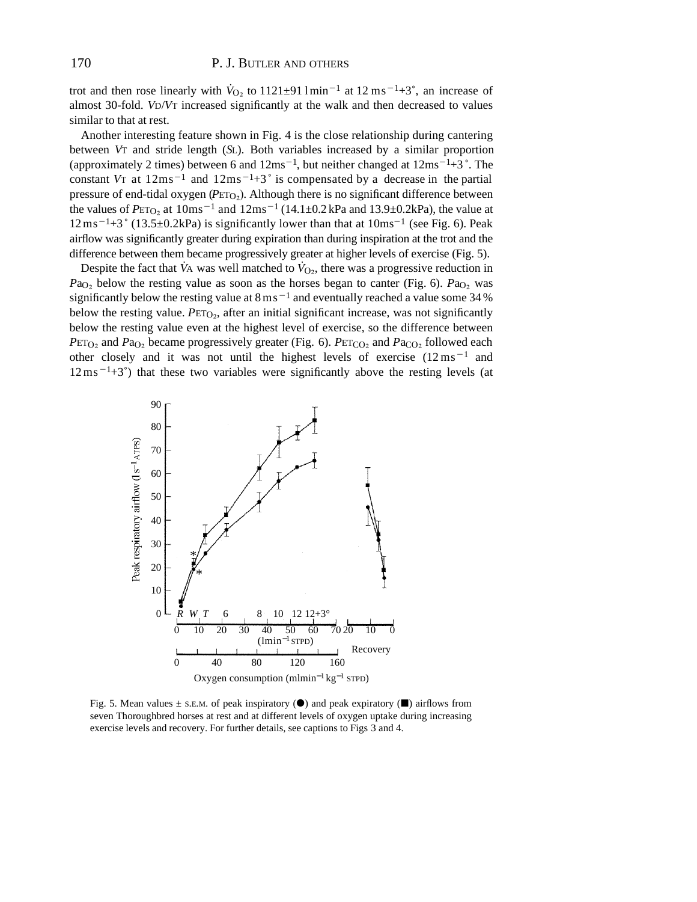trot and then rose linearly with $\dot{V}_{O_2}$ to 1121±91 l min$^{-1}$ at 12 m s$^{-1}$+3°, an increase of almost 30-fold. $V_D/V_T$ increased significantly at the walk and then decreased to values similar to that at rest.

Another interesting feature shown in Fig. 4 is the close relationship during cantering between $V_T$ and stride length ($S_L$). Both variables increased by a similar proportion (approximately 2 times) between 6 and 12 m s$^{-1}$, but neither changed at 12 m s$^{-1}$+3°. The constant $V_T$ at 12 m s$^{-1}$ and 12 m s$^{-1}$+3° is compensated by a decrease in the partial pressure of end-tidal oxygen ($P_{ET_{O_2}}$). Although there is no significant difference between the values of $P_{ET_{O_2}}$ at 10 m s$^{-1}$ and 12 m s$^{-1}$ (14.1±0.2 kPa and 13.9±0.2 kPa), the value at 12 m s$^{-1}$+3° (13.5±0.2 kPa) is significantly lower than that at 10 m s$^{-1}$ (see Fig. 6). Peak airflow was significantly greater during expiration than during inspiration at the trot and the difference between them became progressively greater at higher levels of exercise (Fig. 5).

Despite the fact that $\dot{V}_A$ was well matched to $\dot{V}_{O_2}$, there was a progressive reduction in $Pa_{O_2}$ below the resting value as soon as the horses began to canter (Fig. 6). $Pa_{O_2}$ was significantly below the resting value at 8 m s$^{-1}$ and eventually reached a value some 34 % below the resting value. $P_{ET_{O_2}}$, after an initial significant increase, was not significantly below the resting value even at the highest level of exercise, so the difference between $P_{ET_{O_2}}$ and $Pa_{O_2}$ became progressively greater (Fig. 6). $P_{ET_{CO_2}}$ and $Pa_{CO_2}$ followed each other closely and it was not until the highest levels of exercise (12 m s$^{-1}$ and 12 m s$^{-1}$+3°) that these two variables were significantly above the resting levels (at

Fig. 5. Mean values ± S.E.M. of peak inspiratory (●) and peak expiratory (■) airflows from seven Thoroughbred horses at rest and at different levels of oxygen uptake during increasing exercise levels and recovery. For further details, see captions to Figs 3 and 4.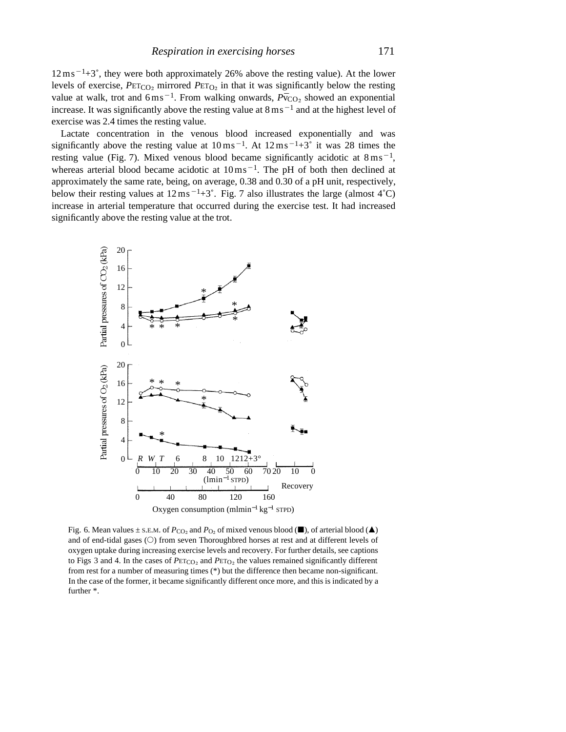$12\,m\,s^{-1}$+3°, they were both approximately 26% above the resting value). At the lower levels of exercise, $P_{ET_{CO_2}}$ mirrored $P_{ET_{O_2}}$ in that it was significantly below the resting value at walk, trot and $6\,m\,s^{-1}$. From walking onwards, $P_{\bar{v}_{CO_2}}$ showed an exponential increase. It was significantly above the resting value at $8\,m\,s^{-1}$ and at the highest level of exercise was 2.4 times the resting value.

Lactate concentration in the venous blood increased exponentially and was significantly above the resting value at $10\,m\,s^{-1}$. At $12\,m\,s^{-1}$+3° it was 28 times the resting value (Fig. 7). Mixed venous blood became significantly acidotic at $8\,m\,s^{-1}$, whereas arterial blood became acidotic at $10\,m\,s^{-1}$. The pH of both then declined at approximately the same rate, being, on average, 0.38 and 0.30 of a pH unit, respectively, below their resting values at $12\,m\,s^{-1}$+3°. Fig. 7 also illustrates the large (almost 4°C) increase in arterial temperature that occurred during the exercise test. It had increased significantly above the resting value at the trot.

Fig. 6. Mean values ± S.E.M. of $P_{CO_2}$ and $P_{O_2}$ of mixed venous blood (■), of arterial blood (▲) and of end-tidal gases (○) from seven Thoroughbred horses at rest and at different levels of oxygen uptake during increasing exercise levels and recovery. For further details, see captions to Figs 3 and 4. In the cases of $P_{ET_{CO_2}}$ and $P_{ET_{O_2}}$ the values remained significantly different from rest for a number of measuring times (*) but the difference then became non-significant. In the case of the former, it became significantly different once more, and this is indicated by a further *.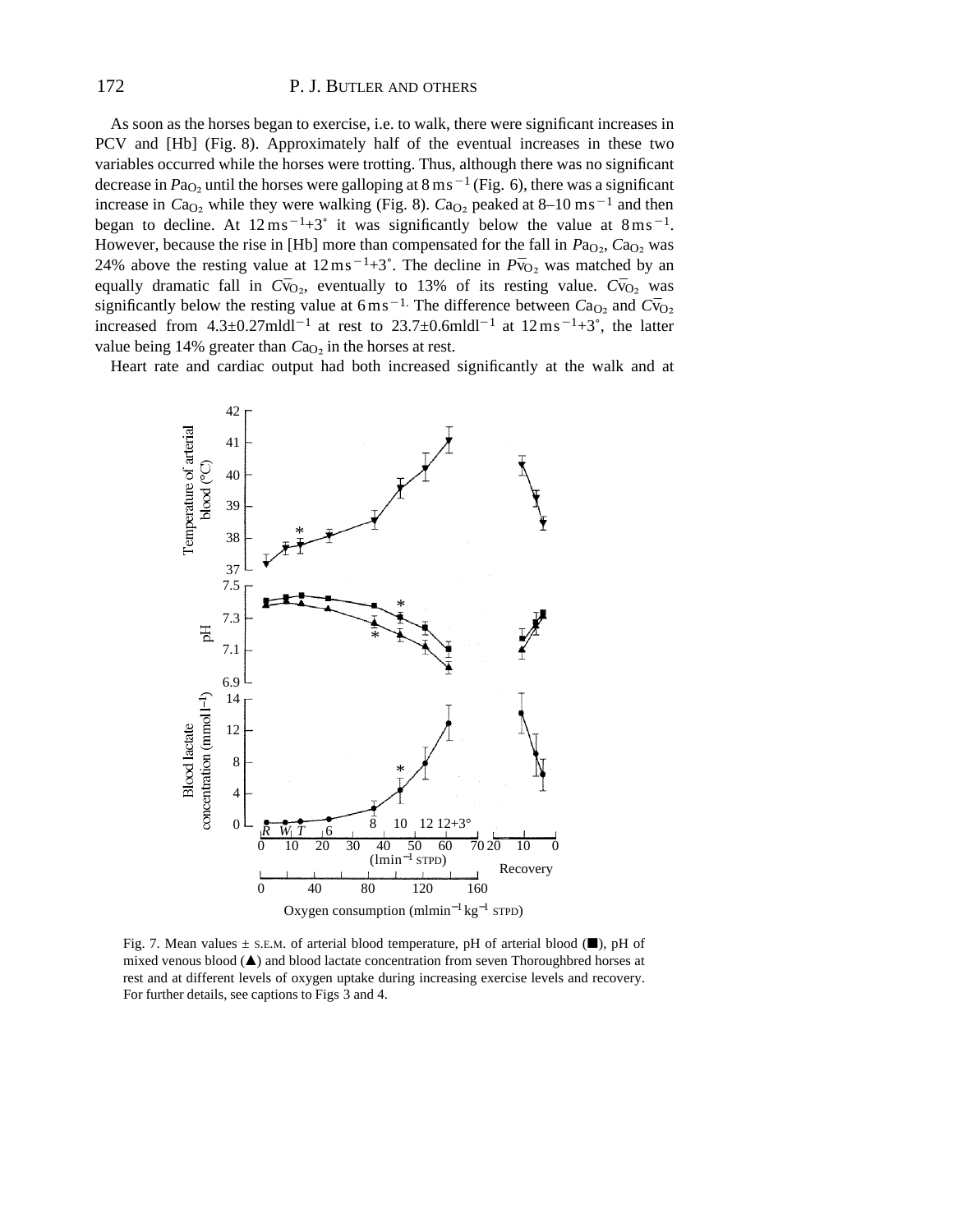As soon as the horses began to exercise, i.e. to walk, there were significant increases in PCV and [Hb] (Fig. 8). Approximately half of the eventual increases in these two variables occurred while the horses were trotting. Thus, although there was no significant decrease in $Pa_{O_2}$ until the horses were galloping at $8\,\mathrm{m\,s^{-1}}$ (Fig. 6), there was a significant increase in $Ca_{O_2}$ while they were walking (Fig. 8). $Ca_{O_2}$ peaked at $8–10\,\mathrm{m\,s^{-1}}$ and then began to decline. At $12\,\mathrm{m\,s^{-1}}$+3° it was significantly below the value at $8\,\mathrm{m\,s^{-1}}$. However, because the rise in [Hb] more than compensated for the fall in $Pa_{O_2}$, $Ca_{O_2}$ was 24% above the resting value at $12\,\mathrm{m\,s^{-1}}$+3°. The decline in $P\bar{v}_{O_2}$ was matched by an equally dramatic fall in $C\bar{v}_{O_2}$, eventually to 13% of its resting value. $C\bar{v}_{O_2}$ was significantly below the resting value at $6\,\mathrm{m\,s^{-1}}$. The difference between $Ca_{O_2}$ and $C\bar{v}_{O_2}$ increased from $4.3\pm0.27\,\mathrm{ml\,dl^{-1}}$ at rest to $23.7\pm0.6\,\mathrm{ml\,dl^{-1}}$ at $12\,\mathrm{m\,s^{-1}}$+3°, the latter value being 14% greater than $Ca_{O_2}$ in the horses at rest.

Heart rate and cardiac output had both increased significantly at the walk and at

Fig. 7. Mean values ± S.E.M. of arterial blood temperature, pH of arterial blood (■), pH of mixed venous blood (▲) and blood lactate concentration from seven Thoroughbred horses at rest and at different levels of oxygen uptake during increasing exercise levels and recovery. For further details, see captions to Figs 3 and 4.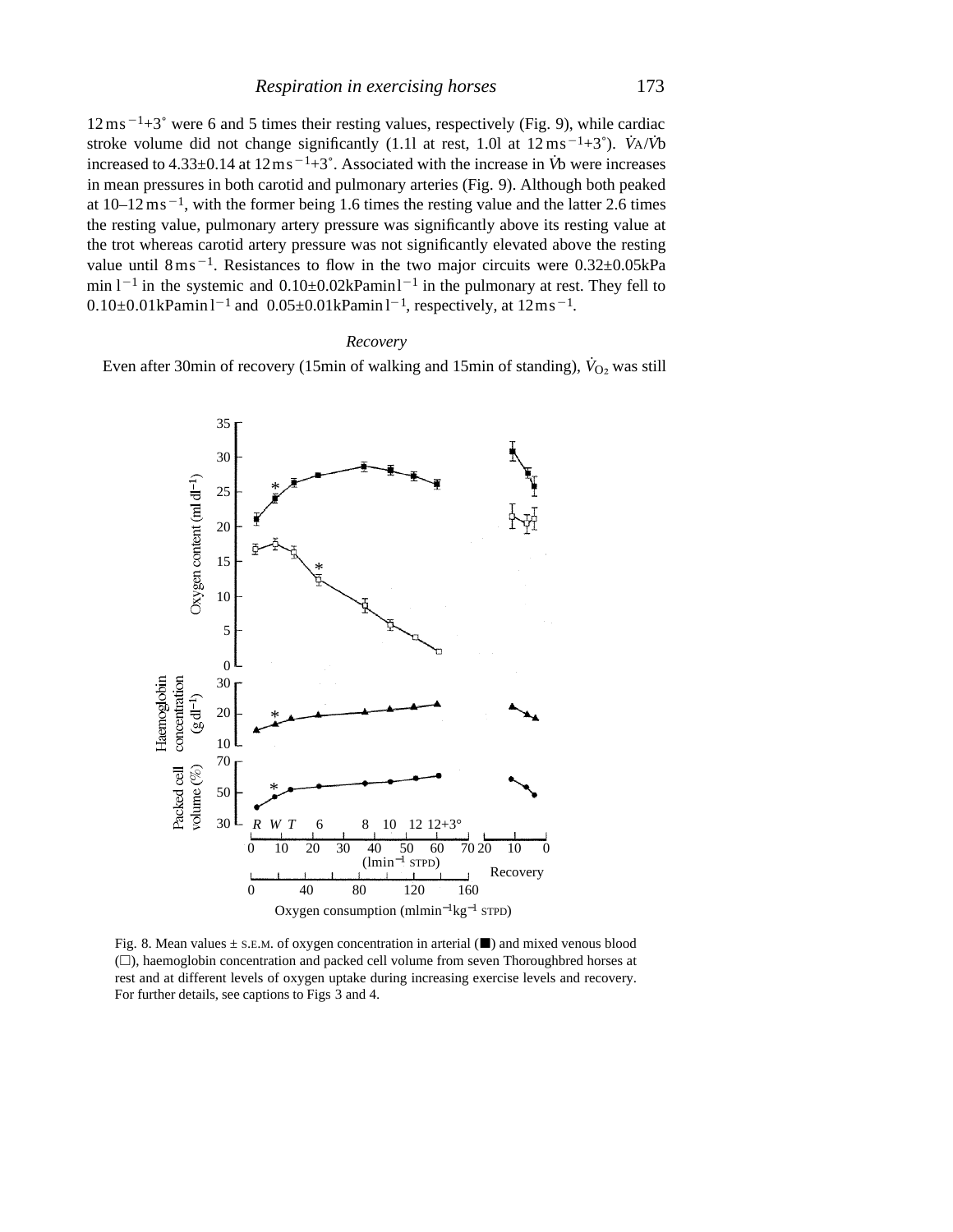$12\,\mathrm{m\,s^{-1}}$+3° were 6 and 5 times their resting values, respectively (Fig. 9), while cardiac stroke volume did not change significantly (1.1l at rest, 1.0l at $12\,\mathrm{m\,s^{-1}}$+3°). $\dot{V}_A/\dot{V}_b$ increased to 4.33±0.14 at $12\,\mathrm{m\,s^{-1}}$+3°. Associated with the increase in $\dot{V}_b$ were increases in mean pressures in both carotid and pulmonary arteries (Fig. 9). Although both peaked at 10–12$\,\mathrm{m\,s^{-1}}$, with the former being 1.6 times the resting value and the latter 2.6 times the resting value, pulmonary artery pressure was significantly above its resting value at the trot whereas carotid artery pressure was not significantly elevated above the resting value until $8\,\mathrm{m\,s^{-1}}$. Resistances to flow in the two major circuits were 0.32±0.05kPa $\mathrm{min\,l^{-1}}$ in the systemic and 0.10±0.02kPa$\,\mathrm{min\,l^{-1}}$ in the pulmonary at rest. They fell to 0.10±0.01kPa$\,\mathrm{min\,l^{-1}}$ and 0.05±0.01kPa$\,\mathrm{min\,l^{-1}}$, respectively, at $12\,\mathrm{m\,s^{-1}}$.

*Recovery*

Even after 30min of recovery (15min of walking and 15min of standing), $\dot{V}_{O_2}$ was still

Fig. 8. Mean values ± S.E.M. of oxygen concentration in arterial (■) and mixed venous blood (□), haemoglobin concentration and packed cell volume from seven Thoroughbred horses at rest and at different levels of oxygen uptake during increasing exercise levels and recovery. For further details, see captions to Figs 3 and 4.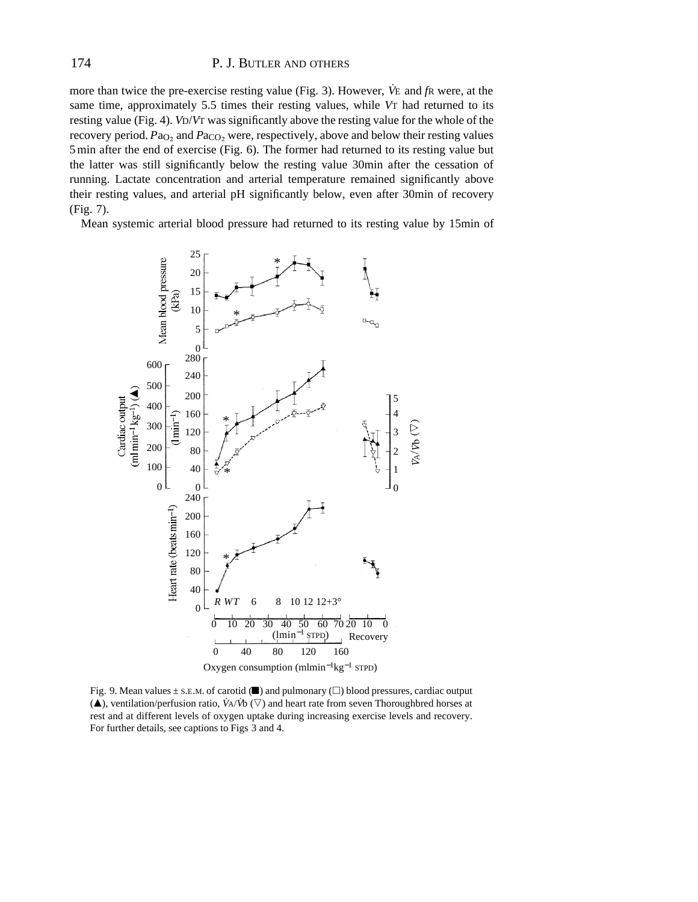more than twice the pre-exercise resting value (Fig. 3). However, $\dot{V}_E$ and $f_R$ were, at the same time, approximately 5.5 times their resting values, while $V_T$ had returned to its resting value (Fig. 4). $V_D/V_T$ was significantly above the resting value for the whole of the recovery period. $Pa_{O_2}$ and $Pa_{CO_2}$ were, respectively, above and below their resting values 5 min after the end of exercise (Fig. 6). The former had returned to its resting value but the latter was still significantly below the resting value 30min after the cessation of running. Lactate concentration and arterial temperature remained significantly above their resting values, and arterial pH significantly below, even after 30min of recovery (Fig. 7).

Mean systemic arterial blood pressure had returned to its resting value by 15min of

Fig. 9. Mean values ± S.E.M. of carotid (■) and pulmonary (□) blood pressures, cardiac output (▲), ventilation/perfusion ratio, $\dot{V}_A/\dot{V}_b$ (▽) and heart rate from seven Thoroughbred horses at rest and at different levels of oxygen uptake during increasing exercise levels and recovery. For further details, see captions to Figs 3 and 4.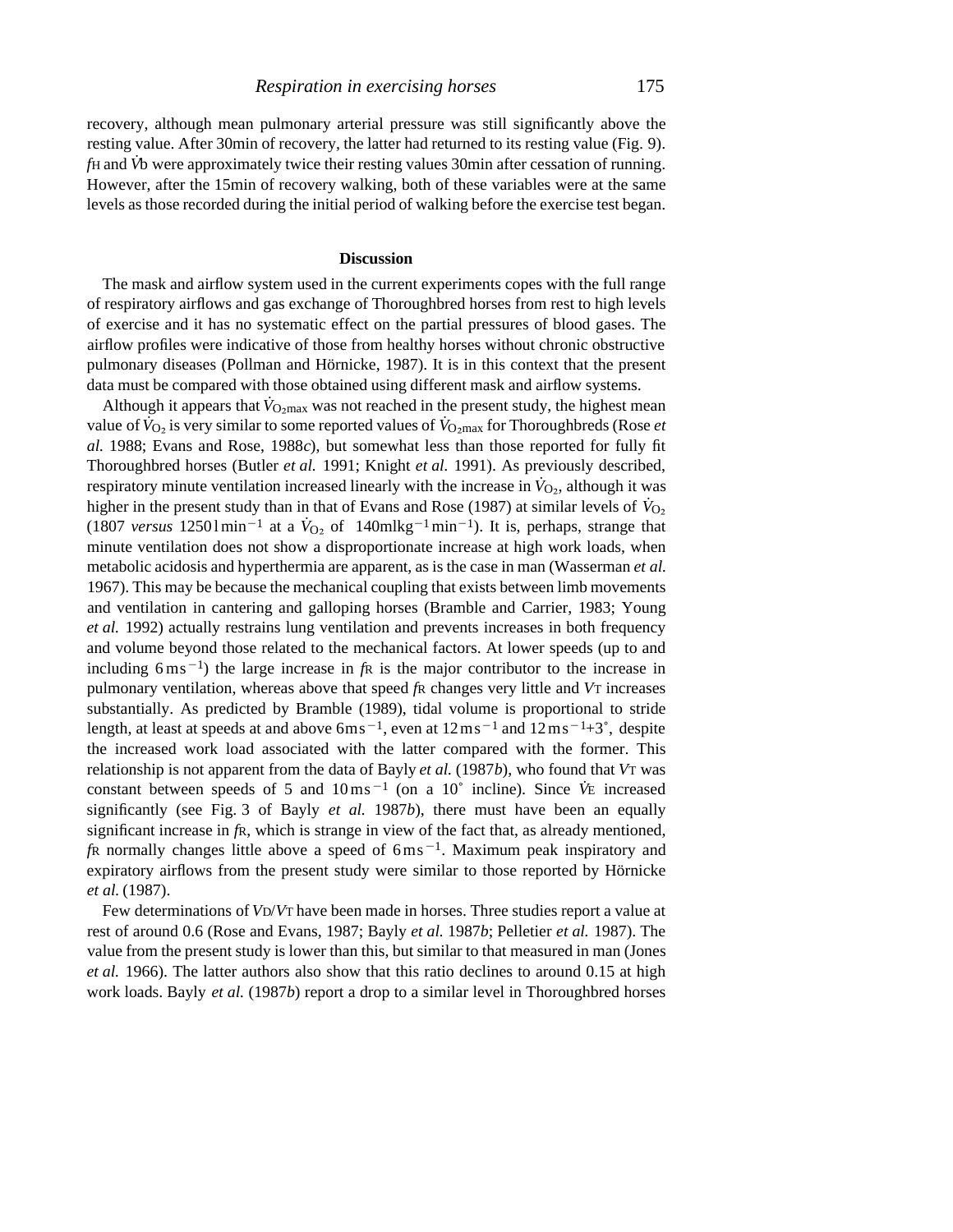recovery, although mean pulmonary arterial pressure was still significantly above the resting value. After 30min of recovery, the latter had returned to its resting value (Fig. 9). $f_H$ and $\dot{V}_b$ were approximately twice their resting values 30min after cessation of running. However, after the 15min of recovery walking, both of these variables were at the same levels as those recorded during the initial period of walking before the exercise test began.

## Discussion

The mask and airflow system used in the current experiments copes with the full range of respiratory airflows and gas exchange of Thoroughbred horses from rest to high levels of exercise and it has no systematic effect on the partial pressures of blood gases. The airflow profiles were indicative of those from healthy horses without chronic obstructive pulmonary diseases (Pollman and Hörnicke, 1987). It is in this context that the present data must be compared with those obtained using different mask and airflow systems.

Although it appears that $\dot{V}_{O_2max}$ was not reached in the present study, the highest mean value of $\dot{V}_{O_2}$ is very similar to some reported values of $\dot{V}_{O_2max}$ for Thoroughbreds (Rose *et al.* 1988; Evans and Rose, 1988*c*), but somewhat less than those reported for fully fit Thoroughbred horses (Butler *et al.* 1991; Knight *et al.* 1991). As previously described, respiratory minute ventilation increased linearly with the increase in $\dot{V}_{O_2}$, although it was higher in the present study than in that of Evans and Rose (1987) at similar levels of $\dot{V}_{O_2}$ (1807 *versus* $1250\,\mathrm{l\,min^{-1}}$ at a $\dot{V}_{O_2}$ of $140\,\mathrm{ml\,kg^{-1}\,min^{-1}}$). It is, perhaps, strange that minute ventilation does not show a disproportionate increase at high work loads, when metabolic acidosis and hyperthermia are apparent, as is the case in man (Wasserman *et al.* 1967). This may be because the mechanical coupling that exists between limb movements and ventilation in cantering and galloping horses (Bramble and Carrier, 1983; Young *et al.* 1992) actually restrains lung ventilation and prevents increases in both frequency and volume beyond those related to the mechanical factors. At lower speeds (up to and including $6\,\mathrm{m\,s^{-1}}$) the large increase in $f_R$ is the major contributor to the increase in pulmonary ventilation, whereas above that speed $f_R$ changes very little and $V_T$ increases substantially. As predicted by Bramble (1989), tidal volume is proportional to stride length, at least at speeds at and above $6\,\mathrm{m\,s^{-1}}$, even at $12\,\mathrm{m\,s^{-1}}$ and $12\,\mathrm{m\,s^{-1}}$+3˚, despite the increased work load associated with the latter compared with the former. This relationship is not apparent from the data of Bayly *et al.* (1987*b*), who found that $V_T$ was constant between speeds of 5 and $10\,\mathrm{m\,s^{-1}}$ (on a 10˚ incline). Since $\dot{V}_E$ increased significantly (see Fig. 3 of Bayly *et al.* 1987*b*), there must have been an equally significant increase in $f_R$, which is strange in view of the fact that, as already mentioned, $f_R$ normally changes little above a speed of $6\,\mathrm{m\,s^{-1}}$. Maximum peak inspiratory and expiratory airflows from the present study were similar to those reported by Hörnicke *et al.* (1987).

Few determinations of $V_D/V_T$ have been made in horses. Three studies report a value at rest of around 0.6 (Rose and Evans, 1987; Bayly *et al.* 1987*b*; Pelletier *et al.* 1987). The value from the present study is lower than this, but similar to that measured in man (Jones *et al.* 1966). The latter authors also show that this ratio declines to around 0.15 at high work loads. Bayly *et al.* (1987*b*) report a drop to a similar level in Thoroughbred horses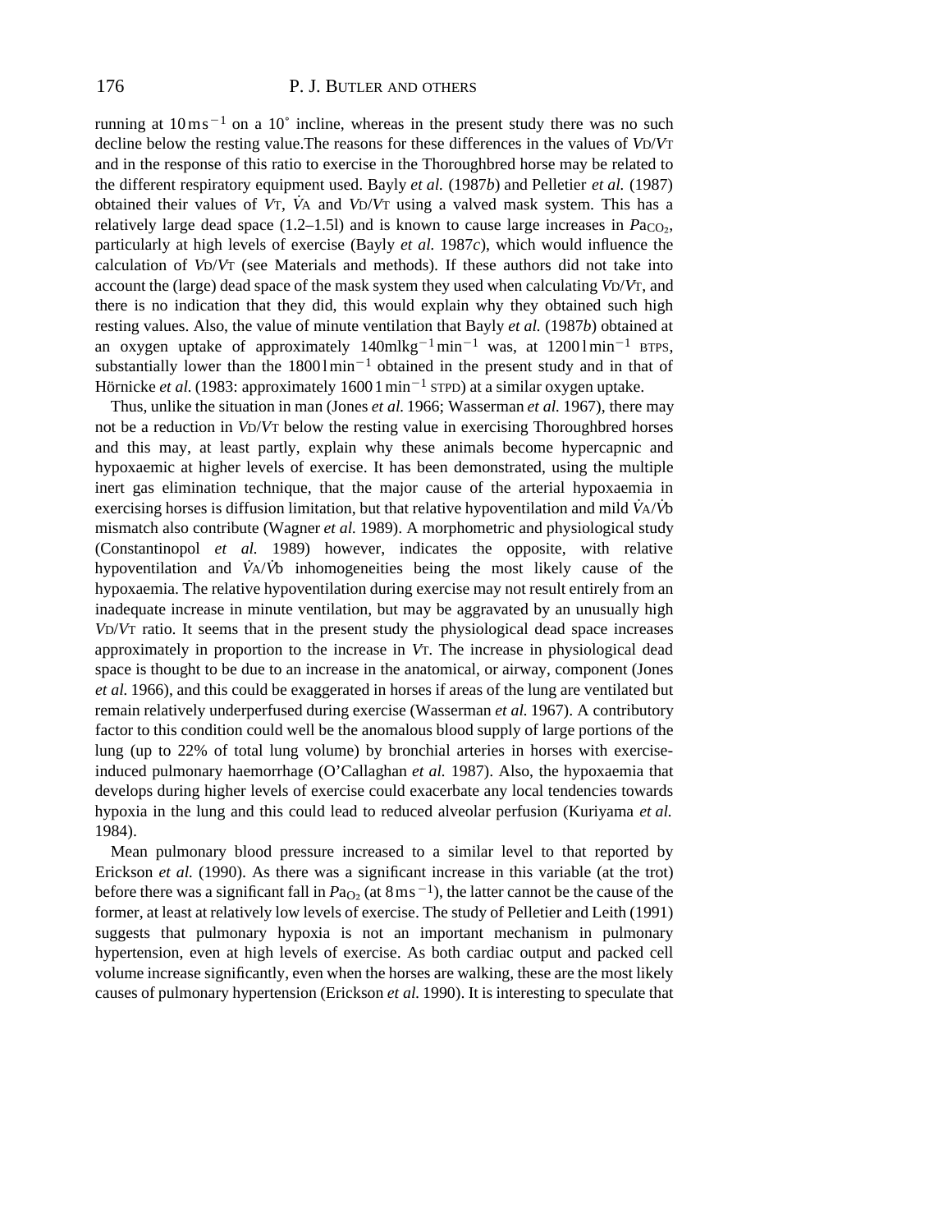running at $10\,m\,s^{-1}$ on a 10° incline, whereas in the present study there was no such decline below the resting value.The reasons for these differences in the values of $V_D/V_T$ and in the response of this ratio to exercise in the Thoroughbred horse may be related to the different respiratory equipment used. Bayly *et al.* (1987*b*) and Pelletier *et al.* (1987) obtained their values of $V_T$, $\dot{V}_A$ and $V_D/V_T$ using a valved mask system. This has a relatively large dead space (1.2–1.5l) and is known to cause large increases in $Pa_{CO_2}$, particularly at high levels of exercise (Bayly *et al.* 1987*c*), which would influence the calculation of $V_D/V_T$ (see Materials and methods). If these authors did not take into account the (large) dead space of the mask system they used when calculating $V_D/V_T$, and there is no indication that they did, this would explain why they obtained such high resting values. Also, the value of minute ventilation that Bayly *et al.* (1987*b*) obtained at an oxygen uptake of approximately $140\,ml\,kg^{-1}\,min^{-1}$ was, at $1200\,l\,min^{-1}$ BTPS, substantially lower than the $1800\,l\,min^{-1}$ obtained in the present study and in that of Hörnicke *et al.* (1983: approximately $1600\,l\,min^{-1}$ STPD) at a similar oxygen uptake.

Thus, unlike the situation in man (Jones *et al.* 1966; Wasserman *et al.* 1967), there may not be a reduction in $V_D/V_T$ below the resting value in exercising Thoroughbred horses and this may, at least partly, explain why these animals become hypercapnic and hypoxaemic at higher levels of exercise. It has been demonstrated, using the multiple inert gas elimination technique, that the major cause of the arterial hypoxaemia in exercising horses is diffusion limitation, but that relative hypoventilation and mild $\dot{V}_A/\dot{V}_b$ mismatch also contribute (Wagner *et al.* 1989). A morphometric and physiological study (Constantinopol *et al.* 1989) however, indicates the opposite, with relative hypoventilation and $\dot{V}_A/\dot{V}_b$ inhomogeneities being the most likely cause of the hypoxaemia. The relative hypoventilation during exercise may not result entirely from an inadequate increase in minute ventilation, but may be aggravated by an unusually high $V_D/V_T$ ratio. It seems that in the present study the physiological dead space increases approximately in proportion to the increase in $V_T$. The increase in physiological dead space is thought to be due to an increase in the anatomical, or airway, component (Jones *et al.* 1966), and this could be exaggerated in horses if areas of the lung are ventilated but remain relatively underperfused during exercise (Wasserman *et al.* 1967). A contributory factor to this condition could well be the anomalous blood supply of large portions of the lung (up to 22% of total lung volume) by bronchial arteries in horses with exercise-induced pulmonary haemorrhage (O'Callaghan *et al.* 1987). Also, the hypoxaemia that develops during higher levels of exercise could exacerbate any local tendencies towards hypoxia in the lung and this could lead to reduced alveolar perfusion (Kuriyama *et al.* 1984).

Mean pulmonary blood pressure increased to a similar level to that reported by Erickson *et al.* (1990). As there was a significant increase in this variable (at the trot) before there was a significant fall in $Pa_{O_2}$ (at $8\,m\,s^{-1}$), the latter cannot be the cause of the former, at least at relatively low levels of exercise. The study of Pelletier and Leith (1991) suggests that pulmonary hypoxia is not an important mechanism in pulmonary hypertension, even at high levels of exercise. As both cardiac output and packed cell volume increase significantly, even when the horses are walking, these are the most likely causes of pulmonary hypertension (Erickson *et al.* 1990). It is interesting to speculate that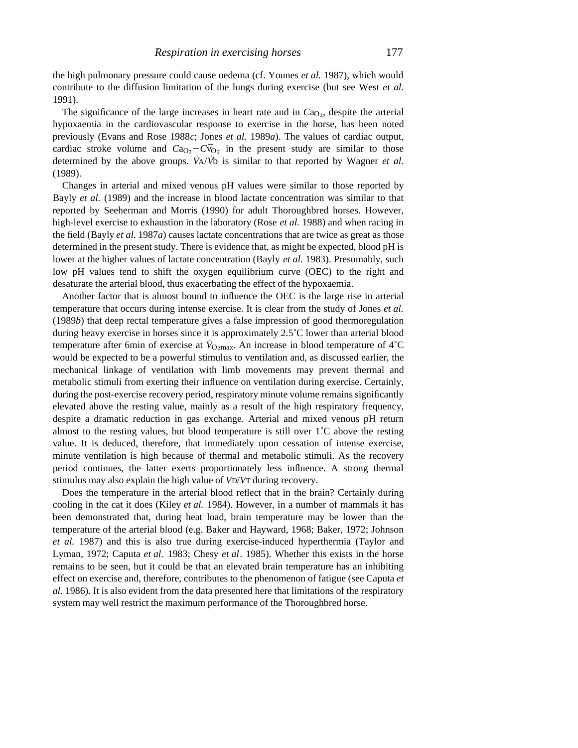the high pulmonary pressure could cause oedema (cf. Younes *et al.* 1987), which would contribute to the diffusion limitation of the lungs during exercise (but see West *et al.* 1991).

The significance of the large increases in heart rate and in $Ca_{O_2}$, despite the arterial hypoxaemia in the cardiovascular response to exercise in the horse, has been noted previously (Evans and Rose 1988*c*; Jones *et al.* 1989*a*). The values of cardiac output, cardiac stroke volume and $Ca_{O_2}-C\bar{v}_{O_2}$ in the present study are similar to those determined by the above groups. $\dot{V}_A/\dot{V}_b$ is similar to that reported by Wagner *et al.* (1989).

Changes in arterial and mixed venous pH values were similar to those reported by Bayly *et al.* (1989) and the increase in blood lactate concentration was similar to that reported by Seeherman and Morris (1990) for adult Thoroughbred horses. However, high-level exercise to exhaustion in the laboratory (Rose *et al.* 1988) and when racing in the field (Bayly *et al.* 1987*a*) causes lactate concentrations that are twice as great as those determined in the present study. There is evidence that, as might be expected, blood pH is lower at the higher values of lactate concentration (Bayly *et al.* 1983). Presumably, such low pH values tend to shift the oxygen equilibrium curve (OEC) to the right and desaturate the arterial blood, thus exacerbating the effect of the hypoxaemia.

Another factor that is almost bound to influence the OEC is the large rise in arterial temperature that occurs during intense exercise. It is clear from the study of Jones *et al.* (1989*b*) that deep rectal temperature gives a false impression of good thermoregulation during heavy exercise in horses since it is approximately 2.5˚C lower than arterial blood temperature after 6min of exercise at $\dot{V}_{O_2max}$. An increase in blood temperature of 4˚C would be expected to be a powerful stimulus to ventilation and, as discussed earlier, the mechanical linkage of ventilation with limb movements may prevent thermal and metabolic stimuli from exerting their influence on ventilation during exercise. Certainly, during the post-exercise recovery period, respiratory minute volume remains significantly elevated above the resting value, mainly as a result of the high respiratory frequency, despite a dramatic reduction in gas exchange. Arterial and mixed venous pH return almost to the resting values, but blood temperature is still over 1˚C above the resting value. It is deduced, therefore, that immediately upon cessation of intense exercise, minute ventilation is high because of thermal and metabolic stimuli. As the recovery period continues, the latter exerts proportionately less influence. A strong thermal stimulus may also explain the high value of $V_D/V_T$ during recovery.

Does the temperature in the arterial blood reflect that in the brain? Certainly during cooling in the cat it does (Kiley *et al.* 1984). However, in a number of mammals it has been demonstrated that, during heat load, brain temperature may be lower than the temperature of the arterial blood (e.g. Baker and Hayward, 1968; Baker, 1972; Johnson *et al.* 1987) and this is also true during exercise-induced hyperthermia (Taylor and Lyman, 1972; Caputa *et al.* 1983; Chesy *et al*. 1985). Whether this exists in the horse remains to be seen, but it could be that an elevated brain temperature has an inhibiting effect on exercise and, therefore, contributes to the phenomenon of fatigue (see Caputa *et al.* 1986). It is also evident from the data presented here that limitations of the respiratory system may well restrict the maximum performance of the Thoroughbred horse.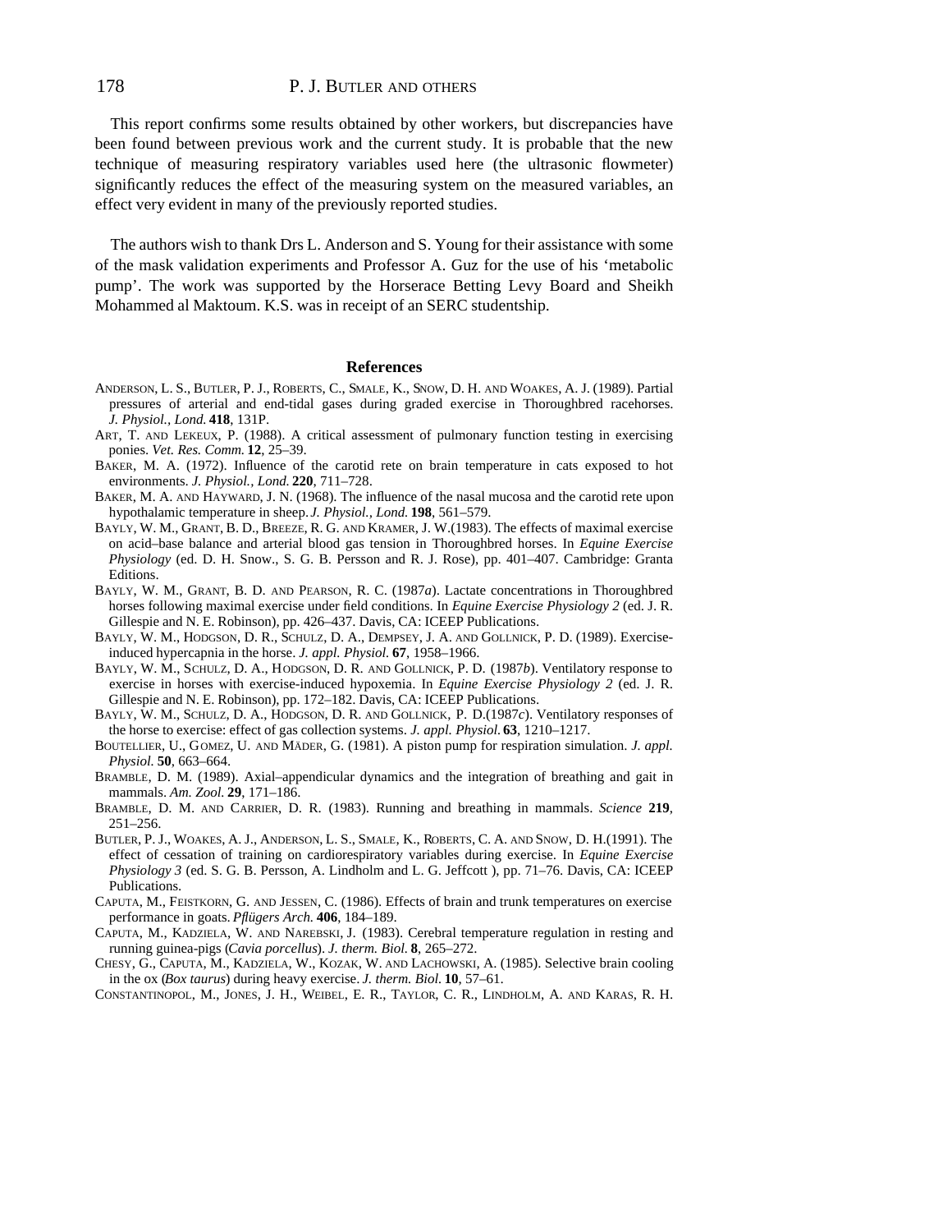This report confirms some results obtained by other workers, but discrepancies have been found between previous work and the current study. It is probable that the new technique of measuring respiratory variables used here (the ultrasonic flowmeter) significantly reduces the effect of the measuring system on the measured variables, an effect very evident in many of the previously reported studies.

The authors wish to thank Drs L. Anderson and S. Young for their assistance with some of the mask validation experiments and Professor A. Guz for the use of his 'metabolic pump'. The work was supported by the Horserace Betting Levy Board and Sheikh Mohammed al Maktoum. K.S. was in receipt of an SERC studentship.

## References

ANDERSON, L. S., BUTLER, P. J., ROBERTS, C., SMALE, K., SNOW, D. H. AND WOAKES, A. J. (1989). Partial pressures of arterial and end-tidal gases during graded exercise in Thoroughbred racehorses. *J. Physiol., Lond.* **418**, 131P.

ART, T. AND LEKEUX, P. (1988). A critical assessment of pulmonary function testing in exercising ponies. *Vet. Res. Comm.* **12**, 25–39.

BAKER, M. A. (1972). Influence of the carotid rete on brain temperature in cats exposed to hot environments. *J. Physiol., Lond.* **220**, 711–728.

BAKER, M. A. AND HAYWARD, J. N. (1968). The influence of the nasal mucosa and the carotid rete upon hypothalamic temperature in sheep. *J. Physiol., Lond.* **198**, 561–579.

BAYLY, W. M., GRANT, B. D., BREEZE, R. G. AND KRAMER, J. W.(1983). The effects of maximal exercise on acid–base balance and arterial blood gas tension in Thoroughbred horses. In *Equine Exercise Physiology* (ed. D. H. Snow., S. G. B. Persson and R. J. Rose), pp. 401–407. Cambridge: Granta Editions.

BAYLY, W. M., GRANT, B. D. AND PEARSON, R. C. (1987*a*). Lactate concentrations in Thoroughbred horses following maximal exercise under field conditions. In *Equine Exercise Physiology 2* (ed. J. R. Gillespie and N. E. Robinson), pp. 426–437. Davis, CA: ICEEP Publications.

BAYLY, W. M., HODGSON, D. R., SCHULZ, D. A., DEMPSEY, J. A. AND GOLLNICK, P. D. (1989). Exercise-induced hypercapnia in the horse. *J. appl. Physiol.* **67**, 1958–1966.

BAYLY, W. M., SCHULZ, D. A., HODGSON, D. R. AND GOLLNICK, P. D. (1987*b*). Ventilatory response to exercise in horses with exercise-induced hypoxemia. In *Equine Exercise Physiology 2* (ed. J. R. Gillespie and N. E. Robinson), pp. 172–182. Davis, CA: ICEEP Publications.

BAYLY, W. M., SCHULZ, D. A., HODGSON, D. R. AND GOLLNICK, P. D.(1987*c*). Ventilatory responses of the horse to exercise: effect of gas collection systems. *J. appl. Physiol.* **63**, 1210–1217.

BOUTELLIER, U., GOMEZ, U. AND MÄDER, G. (1981). A piston pump for respiration simulation. *J. appl. Physiol.* **50**, 663–664.

BRAMBLE, D. M. (1989). Axial–appendicular dynamics and the integration of breathing and gait in mammals. *Am. Zool.* **29**, 171–186.

BRAMBLE, D. M. AND CARRIER, D. R. (1983). Running and breathing in mammals. *Science* **219**, 251–256.

BUTLER, P. J., WOAKES, A. J., ANDERSON, L. S., SMALE, K., ROBERTS, C. A. AND SNOW, D. H.(1991). The effect of cessation of training on cardiorespiratory variables during exercise. In *Equine Exercise Physiology 3* (ed. S. G. B. Persson, A. Lindholm and L. G. Jeffcott ), pp. 71–76. Davis, CA: ICEEP Publications.

CAPUTA, M., FEISTKORN, G. AND JESSEN, C. (1986). Effects of brain and trunk temperatures on exercise performance in goats. *Pflügers Arch.* **406**, 184–189.

CAPUTA, M., KADZIELA, W. AND NAREBSKI, J. (1983). Cerebral temperature regulation in resting and running guinea-pigs (*Cavia porcellus*). *J. therm. Biol.* **8**, 265–272.

CHESY, G., CAPUTA, M., KADZIELA, W., KOZAK, W. AND LACHOWSKI, A. (1985). Selective brain cooling in the ox (*Box taurus*) during heavy exercise. *J. therm. Biol.* **10**, 57–61.

CONSTANTINOPOL, M., JONES, J. H., WEIBEL, E. R., TAYLOR, C. R., LINDHOLM, A. AND KARAS, R. H.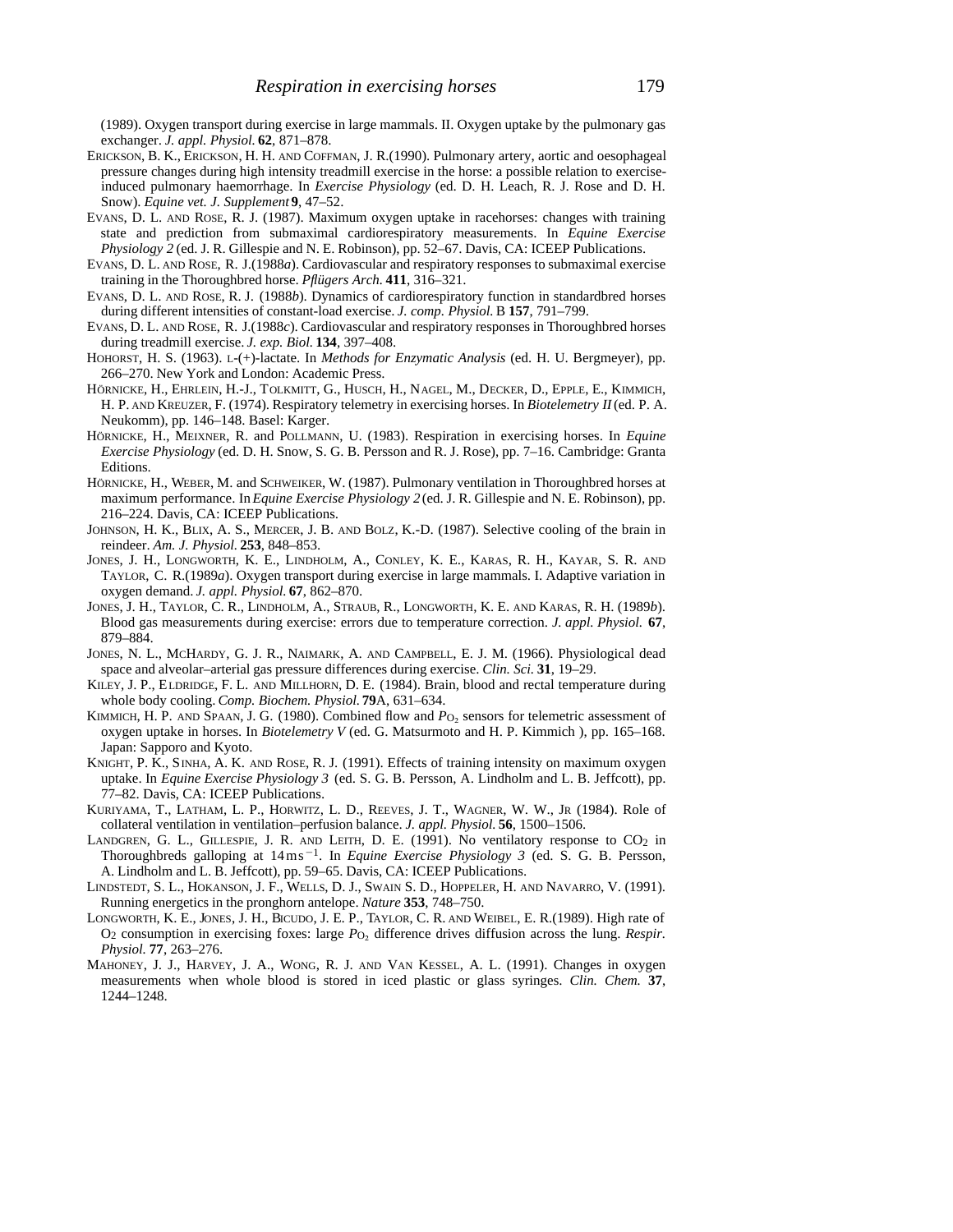(1989). Oxygen transport during exercise in large mammals. II. Oxygen uptake by the pulmonary gas exchanger. *J. appl. Physiol.* **62**, 871–878.

ERICKSON, B. K., ERICKSON, H. H. AND COFFMAN, J. R.(1990). Pulmonary artery, aortic and oesophageal pressure changes during high intensity treadmill exercise in the horse: a possible relation to exercise-induced pulmonary haemorrhage. In *Exercise Physiology* (ed. D. H. Leach, R. J. Rose and D. H. Snow). *Equine vet. J. Supplement* **9**, 47–52.

EVANS, D. L. AND ROSE, R. J. (1987). Maximum oxygen uptake in racehorses: changes with training state and prediction from submaximal cardiorespiratory measurements. In *Equine Exercise Physiology 2* (ed. J. R. Gillespie and N. E. Robinson), pp. 52–67. Davis, CA: ICEEP Publications.

EVANS, D. L. AND ROSE, R. J.(1988*a*). Cardiovascular and respiratory responses to submaximal exercise training in the Thoroughbred horse. *Pflügers Arch.* **411**, 316–321.

EVANS, D. L. AND ROSE, R. J. (1988*b*). Dynamics of cardiorespiratory function in standardbred horses during different intensities of constant-load exercise. *J. comp. Physiol.* B **157**, 791–799.

EVANS, D. L. AND ROSE, R. J.(1988*c*). Cardiovascular and respiratory responses in Thoroughbred horses during treadmill exercise. *J. exp. Biol.* **134**, 397–408.

HOHORST, H. S. (1963). L-(+)-lactate. In *Methods for Enzymatic Analysis* (ed. H. U. Bergmeyer), pp. 266–270. New York and London: Academic Press.

HÖRNICKE, H., EHRLEIN, H.-J., TOLKMITT, G., HUSCH, H., NAGEL, M., DECKER, D., EPPLE, E., KIMMICH, H. P. AND KREUZER, F. (1974). Respiratory telemetry in exercising horses. In *Biotelemetry II* (ed. P. A. Neukomm), pp. 146–148. Basel: Karger.

HÖRNICKE, H., MEIXNER, R. and POLLMANN, U. (1983). Respiration in exercising horses. In *Equine Exercise Physiology* (ed. D. H. Snow, S. G. B. Persson and R. J. Rose), pp. 7–16. Cambridge: Granta Editions.

HÖRNICKE, H., WEBER, M. and SCHWEIKER, W. (1987). Pulmonary ventilation in Thoroughbred horses at maximum performance. In *Equine Exercise Physiology 2* (ed. J. R. Gillespie and N. E. Robinson), pp. 216–224. Davis, CA: ICEEP Publications.

JOHNSON, H. K., BLIX, A. S., MERCER, J. B. AND BOLZ, K.-D. (1987). Selective cooling of the brain in reindeer. *Am. J. Physiol.* **253**, 848–853.

JONES, J. H., LONGWORTH, K. E., LINDHOLM, A., CONLEY, K. E., KARAS, R. H., KAYAR, S. R. AND TAYLOR, C. R.(1989*a*). Oxygen transport during exercise in large mammals. I. Adaptive variation in oxygen demand. *J. appl. Physiol.* **67**, 862–870.

JONES, J. H., TAYLOR, C. R., LINDHOLM, A., STRAUB, R., LONGWORTH, K. E. AND KARAS, R. H. (1989*b*). Blood gas measurements during exercise: errors due to temperature correction. *J. appl. Physiol.* **67**, 879–884.

JONES, N. L., MCHARDY, G. J. R., NAIMARK, A. AND CAMPBELL, E. J. M. (1966). Physiological dead space and alveolar–arterial gas pressure differences during exercise. *Clin. Sci.* **31**, 19–29.

KILEY, J. P., ELDRIDGE, F. L. AND MILLHORN, D. E. (1984). Brain, blood and rectal temperature during whole body cooling. *Comp. Biochem. Physiol.* **79**A, 631–634.

KIMMICH, H. P. AND SPAAN, J. G. (1980). Combined flow and $P_{O_2}$ sensors for telemetric assessment of oxygen uptake in horses. In *Biotelemetry V* (ed. G. Matsurmoto and H. P. Kimmich ), pp. 165–168. Japan: Sapporo and Kyoto.

KNIGHT, P. K., SINHA, A. K. AND ROSE, R. J. (1991). Effects of training intensity on maximum oxygen uptake. In *Equine Exercise Physiology 3* (ed. S. G. B. Persson, A. Lindholm and L. B. Jeffcott), pp. 77–82. Davis, CA: ICEEP Publications.

KURIYAMA, T., LATHAM, L. P., HORWITZ, L. D., REEVES, J. T., WAGNER, W. W., JR (1984). Role of collateral ventilation in ventilation–perfusion balance. *J. appl. Physiol.* **56**, 1500–1506.

LANDGREN, G. L., GILLESPIE, J. R. AND LEITH, D. E. (1991). No ventilatory response to $CO_2$ in Thoroughbreds galloping at $14\,m\,s^{-1}$. In *Equine Exercise Physiology 3* (ed. S. G. B. Persson, A. Lindholm and L. B. Jeffcott), pp. 59–65. Davis, CA: ICEEP Publications.

LINDSTEDT, S. L., HOKANSON, J. F., WELLS, D. J., SWAIN S. D., HOPPELER, H. AND NAVARRO, V. (1991). Running energetics in the pronghorn antelope. *Nature* **353**, 748–750.

LONGWORTH, K. E., JONES, J. H., BICUDO, J. E. P., TAYLOR, C. R. AND WEIBEL, E. R.(1989). High rate of $O_2$ consumption in exercising foxes: large $P_{O_2}$ difference drives diffusion across the lung. *Respir. Physiol.* **77**, 263–276.

MAHONEY, J. J., HARVEY, J. A., WONG, R. J. AND VAN KESSEL, A. L. (1991). Changes in oxygen measurements when whole blood is stored in iced plastic or glass syringes. *Clin. Chem.* **37**, 1244–1248.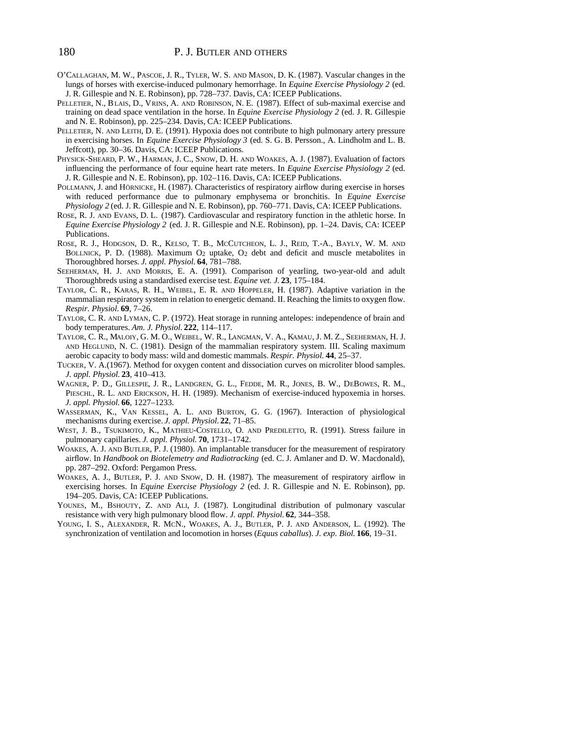O'CALLAGHAN, M. W., PASCOE, J. R., TYLER, W. S. AND MASON, D. K. (1987). Vascular changes in the lungs of horses with exercise-induced pulmonary hemorrhage. In *Equine Exercise Physiology 2* (ed. J. R. Gillespie and N. E. Robinson), pp. 728–737. Davis, CA: ICEEP Publications.

PELLETIER, N., BLAIS, D., VRINS, A. AND ROBINSON, N. E. (1987). Effect of sub-maximal exercise and training on dead space ventilation in the horse. In *Equine Exercise Physiology 2* (ed. J. R. Gillespie and N. E. Robinson), pp. 225–234. Davis, CA: ICEEP Publications.

PELLETIER, N. AND LEITH, D. E. (1991). Hypoxia does not contribute to high pulmonary artery pressure in exercising horses. In *Equine Exercise Physiology 3* (ed. S. G. B. Persson., A. Lindholm and L. B. Jeffcott), pp. 30–36. Davis, CA: ICEEP Publications.

PHYSICK-SHEARD, P. W., HARMAN, J. C., SNOW, D. H. AND WOAKES, A. J. (1987). Evaluation of factors influencing the performance of four equine heart rate meters. In *Equine Exercise Physiology 2* (ed. J. R. Gillespie and N. E. Robinson), pp. 102–116. Davis, CA: ICEEP Publications.

POLLMANN, J. and HÖRNICKE, H. (1987). Characteristics of respiratory airflow during exercise in horses with reduced performance due to pulmonary emphysema or bronchitis. In *Equine Exercise Physiology 2* (ed. J. R. Gillespie and N. E. Robinson), pp. 760–771. Davis, CA: ICEEP Publications.

ROSE, R. J. AND EVANS, D. L. (1987). Cardiovascular and respiratory function in the athletic horse. In *Equine Exercise Physiology 2* (ed. J. R. Gillespie and N.E. Robinson), pp. 1–24. Davis, CA: ICEEP Publications.

ROSE, R. J., HODGSON, D. R., KELSO, T. B., MCCUTCHEON, L. J., REID, T.-A., BAYLY, W. M. AND BOLLNICK, P. D. (1988). Maximum $O_2$ uptake, $O_2$ debt and deficit and muscle metabolites in Thoroughbred horses. *J. appl. Physiol.* **64**, 781–788.

SEEHERMAN, H. J. AND MORRIS, E. A. (1991). Comparison of yearling, two-year-old and adult Thoroughbreds using a standardised exercise test. *Equine vet. J.* **23**, 175–184.

TAYLOR, C. R., KARAS, R. H., WEIBEL, E. R. AND HOPPELER, H. (1987). Adaptive variation in the mammalian respiratory system in relation to energetic demand. II. Reaching the limits to oxygen flow. *Respir. Physiol.* **69**, 7–26.

TAYLOR, C. R. AND LYMAN, C. P. (1972). Heat storage in running antelopes: independence of brain and body temperatures. *Am. J. Physiol.* **222**, 114–117.

TAYLOR, C. R., MALOIY, G. M. O., WEIBEL, W. R., LANGMAN, V. A., KAMAU, J. M. Z., SEEHERMAN, H. J. AND HEGLUND, N. C. (1981). Design of the mammalian respiratory system. III. Scaling maximum aerobic capacity to body mass: wild and domestic mammals. *Respir. Physiol.* **44**, 25–37.

TUCKER, V. A.(1967). Method for oxygen content and dissociation curves on microliter blood samples. *J. appl. Physiol.* **23**, 410–413.

WAGNER, P. D., GILLESPIE, J. R., LANDGREN, G. L., FEDDE, M. R., JONES, B. W., DEBOWES, R. M., PIESCHL, R. L. AND ERICKSON, H. H. (1989). Mechanism of exercise-induced hypoxemia in horses. *J. appl. Physiol.* **66**, 1227–1233.

WASSERMAN, K., VAN KESSEL, A. L. AND BURTON, G. G. (1967). Interaction of physiological mechanisms during exercise. *J. appl. Physiol.* **22**, 71–85.

WEST, J. B., TSUKIMOTO, K., MATHIEU-COSTELLO, O. AND PREDILETTO, R. (1991). Stress failure in pulmonary capillaries. *J. appl. Physiol.* **70**, 1731–1742.

WOAKES, A. J. AND BUTLER, P. J. (1980). An implantable transducer for the measurement of respiratory airflow. In *Handbook on Biotelemetry and Radiotracking* (ed. C. J. Amlaner and D. W. Macdonald), pp. 287–292. Oxford: Pergamon Press.

WOAKES, A. J., BUTLER, P. J. AND SNOW, D. H. (1987). The measurement of respiratory airflow in exercising horses. In *Equine Exercise Physiology 2* (ed. J. R. Gillespie and N. E. Robinson), pp. 194–205. Davis, CA: ICEEP Publications.

YOUNES, M., BSHOUTY, Z. AND ALI, J. (1987). Longitudinal distribution of pulmonary vascular resistance with very high pulmonary blood flow. *J. appl. Physiol.* **62**, 344–358.

YOUNG, I. S., ALEXANDER, R. MCN., WOAKES, A. J., BUTLER, P. J. AND ANDERSON, L. (1992). The synchronization of ventilation and locomotion in horses (*Equus caballus*). *J. exp. Biol.* **166**, 19–31.